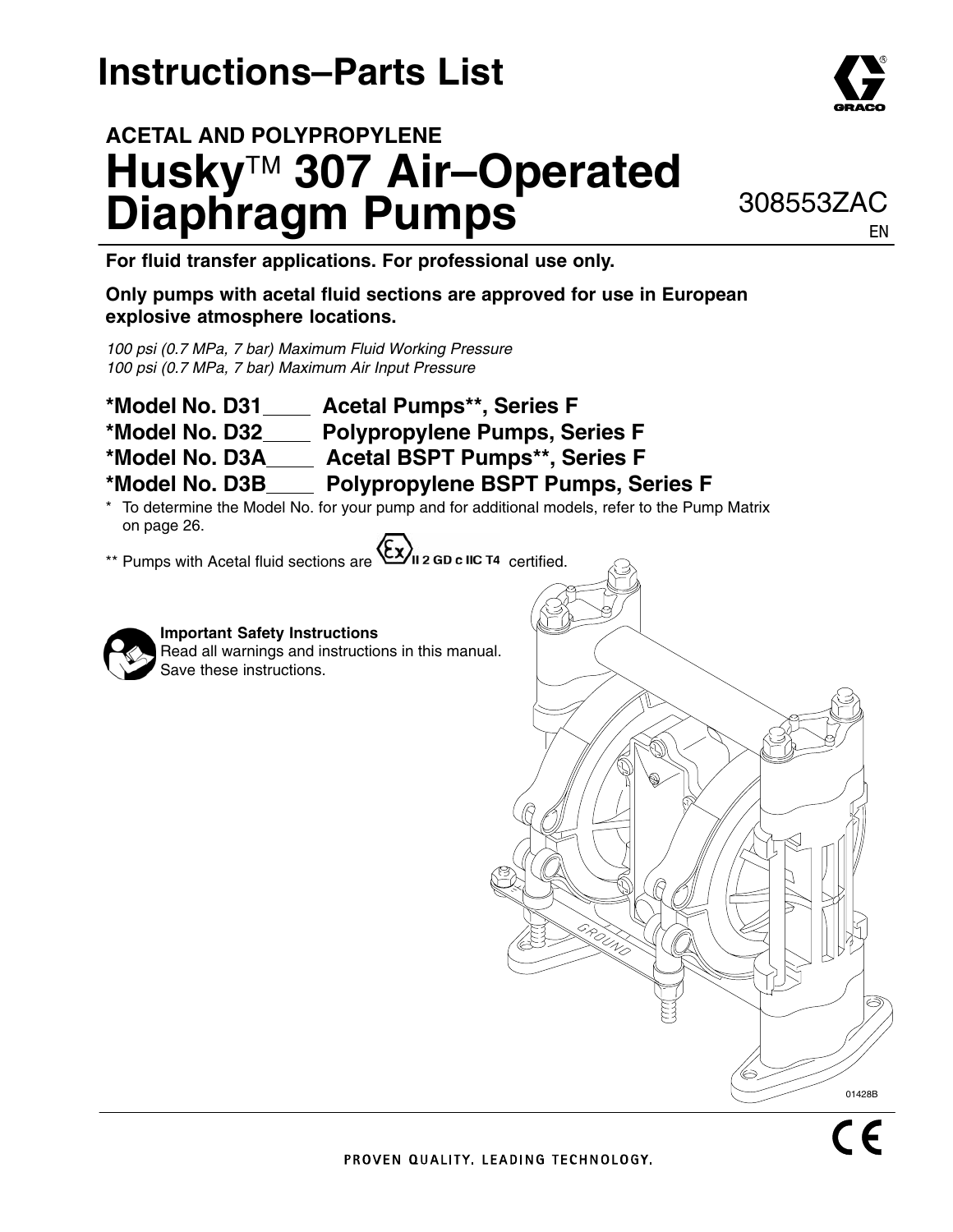# Instructions–Parts List

## ACETAL AND POLYPROPYLENE

# Husky™ 307 Air–Operated Diaphragm Pumps

308553ZAC

EN

**For fluid transfer applications. For professional use only.**

**Only pumps with acetal fluid sections are approved for use in European explosive atmosphere locations.**

*100 psi (0.7 MPa, 7 bar) Maximum Fluid Working Pressure*
*100 psi (0.7 MPa, 7 bar) Maximum Air Input Pressure*

**\*Model No. D31____ Acetal Pumps\*\*, Series F**
**\*Model No. D32____ Polypropylene Pumps, Series F**
**\*Model No. D3A____ Acetal BSPT Pumps\*\*, Series F**
**\*Model No. D3B____ Polypropylene BSPT Pumps, Series F**

\* To determine the Model No. for your pump and for additional models, refer to the Pump Matrix on page 26.

\*\* Pumps with Acetal fluid sections are Ex II 2 GD c IIC T4 certified.

**Important Safety Instructions**
Read all warnings and instructions in this manual.
Save these instructions.

01428B

PROVEN QUALITY. LEADING TECHNOLOGY.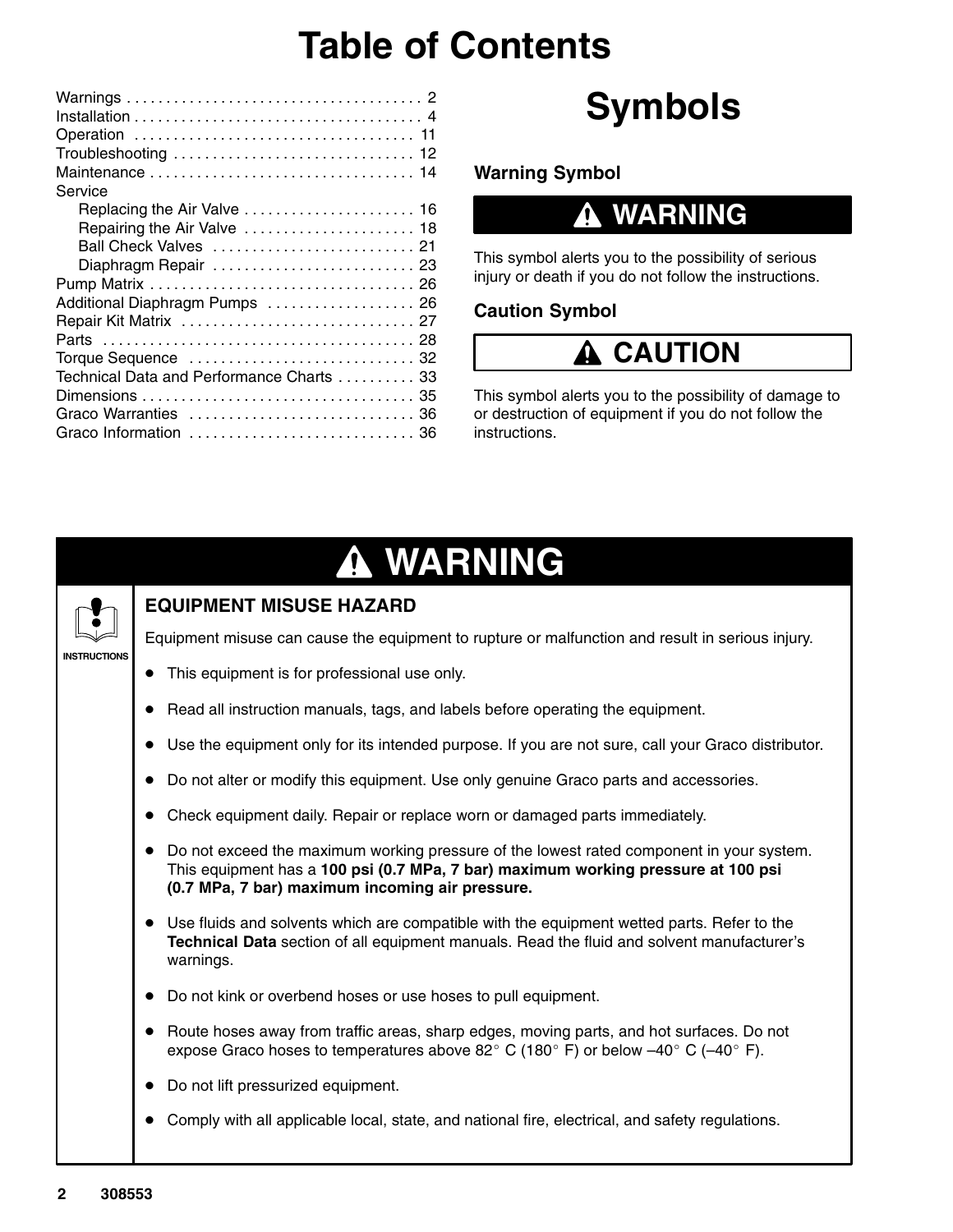# Table of Contents

Warnings . . . . . . . . . . . . . . . . . . . . . . . . . . . . . . . . . . . . . 2
Installation . . . . . . . . . . . . . . . . . . . . . . . . . . . . . . . . . . . . . 4
Operation . . . . . . . . . . . . . . . . . . . . . . . . . . . . . . . . . . . . 11
Troubleshooting . . . . . . . . . . . . . . . . . . . . . . . . . . . . . . 12
Maintenance . . . . . . . . . . . . . . . . . . . . . . . . . . . . . . . . . 14
Service
    Replacing the Air Valve . . . . . . . . . . . . . . . . . . . . . 16
    Repairing the Air Valve . . . . . . . . . . . . . . . . . . . . . 18
    Ball Check Valves . . . . . . . . . . . . . . . . . . . . . . . . . 21
    Diaphragm Repair . . . . . . . . . . . . . . . . . . . . . . . . . 23
Pump Matrix . . . . . . . . . . . . . . . . . . . . . . . . . . . . . . . . . 26
Additional Diaphragm Pumps . . . . . . . . . . . . . . . . . . 26
Repair Kit Matrix . . . . . . . . . . . . . . . . . . . . . . . . . . . . . 27
Parts . . . . . . . . . . . . . . . . . . . . . . . . . . . . . . . . . . . . . . . 28
Torque Sequence . . . . . . . . . . . . . . . . . . . . . . . . . . . . 32
Technical Data and Performance Charts . . . . . . . . . . 33
Dimensions . . . . . . . . . . . . . . . . . . . . . . . . . . . . . . . . . . 35
Graco Warranties . . . . . . . . . . . . . . . . . . . . . . . . . . . . 36
Graco Information . . . . . . . . . . . . . . . . . . . . . . . . . . . . 36

# Symbols

### Warning Symbol

**WARNING**

This symbol alerts you to the possibility of serious injury or death if you do not follow the instructions.

### Caution Symbol

**CAUTION**

This symbol alerts you to the possibility of damage to or destruction of equipment if you do not follow the instructions.

## WARNING

INSTRUCTIONS

### EQUIPMENT MISUSE HAZARD

Equipment misuse can cause the equipment to rupture or malfunction and result in serious injury.

- This equipment is for professional use only.
- Read all instruction manuals, tags, and labels before operating the equipment.
- Use the equipment only for its intended purpose. If you are not sure, call your Graco distributor.
- Do not alter or modify this equipment. Use only genuine Graco parts and accessories.
- Check equipment daily. Repair or replace worn or damaged parts immediately.
- Do not exceed the maximum working pressure of the lowest rated component in your system. This equipment has a **100 psi (0.7 MPa, 7 bar) maximum working pressure at 100 psi (0.7 MPa, 7 bar) maximum incoming air pressure.**
- Use fluids and solvents which are compatible with the equipment wetted parts. Refer to the **Technical Data** section of all equipment manuals. Read the fluid and solvent manufacturer's warnings.
- Do not kink or overbend hoses or use hoses to pull equipment.
- Route hoses away from traffic areas, sharp edges, moving parts, and hot surfaces. Do not expose Graco hoses to temperatures above 82° C (180° F) or below –40° C (–40° F).
- Do not lift pressurized equipment.
- Comply with all applicable local, state, and national fire, electrical, and safety regulations.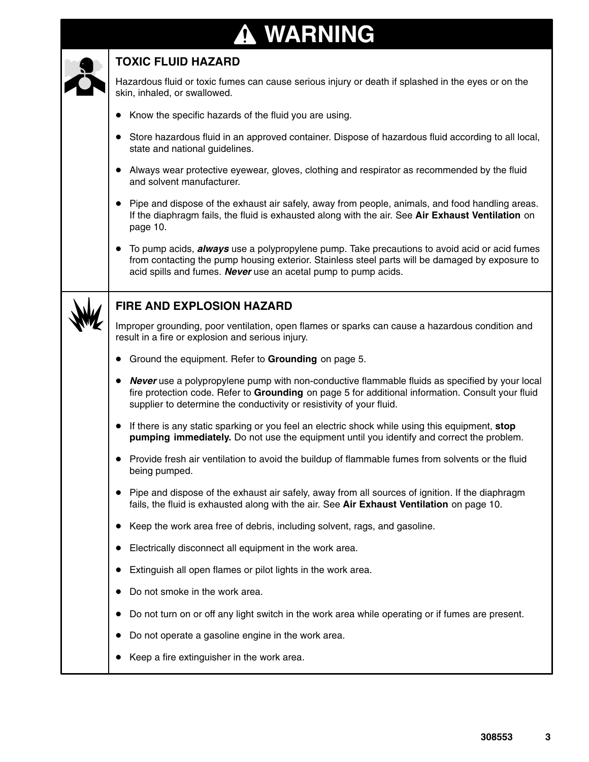# ⚠ WARNING

## TOXIC FLUID HAZARD

Hazardous fluid or toxic fumes can cause serious injury or death if splashed in the eyes or on the skin, inhaled, or swallowed.

- Know the specific hazards of the fluid you are using.
- Store hazardous fluid in an approved container. Dispose of hazardous fluid according to all local, state and national guidelines.
- Always wear protective eyewear, gloves, clothing and respirator as recommended by the fluid and solvent manufacturer.
- Pipe and dispose of the exhaust air safely, away from people, animals, and food handling areas. If the diaphragm fails, the fluid is exhausted along with the air. See **Air Exhaust Ventilation** on page 10.
- To pump acids, ***always*** use a polypropylene pump. Take precautions to avoid acid or acid fumes from contacting the pump housing exterior. Stainless steel parts will be damaged by exposure to acid spills and fumes. ***Never*** use an acetal pump to pump acids.

## FIRE AND EXPLOSION HAZARD

Improper grounding, poor ventilation, open flames or sparks can cause a hazardous condition and result in a fire or explosion and serious injury.

- Ground the equipment. Refer to **Grounding** on page 5.
- ***Never*** use a polypropylene pump with non-conductive flammable fluids as specified by your local fire protection code. Refer to **Grounding** on page 5 for additional information. Consult your fluid supplier to determine the conductivity or resistivity of your fluid.
- If there is any static sparking or you feel an electric shock while using this equipment, **stop pumping immediately.** Do not use the equipment until you identify and correct the problem.
- Provide fresh air ventilation to avoid the buildup of flammable fumes from solvents or the fluid being pumped.
- Pipe and dispose of the exhaust air safely, away from all sources of ignition. If the diaphragm fails, the fluid is exhausted along with the air. See **Air Exhaust Ventilation** on page 10.
- Keep the work area free of debris, including solvent, rags, and gasoline.
- Electrically disconnect all equipment in the work area.
- Extinguish all open flames or pilot lights in the work area.
- Do not smoke in the work area.
- Do not turn on or off any light switch in the work area while operating or if fumes are present.
- Do not operate a gasoline engine in the work area.
- Keep a fire extinguisher in the work area.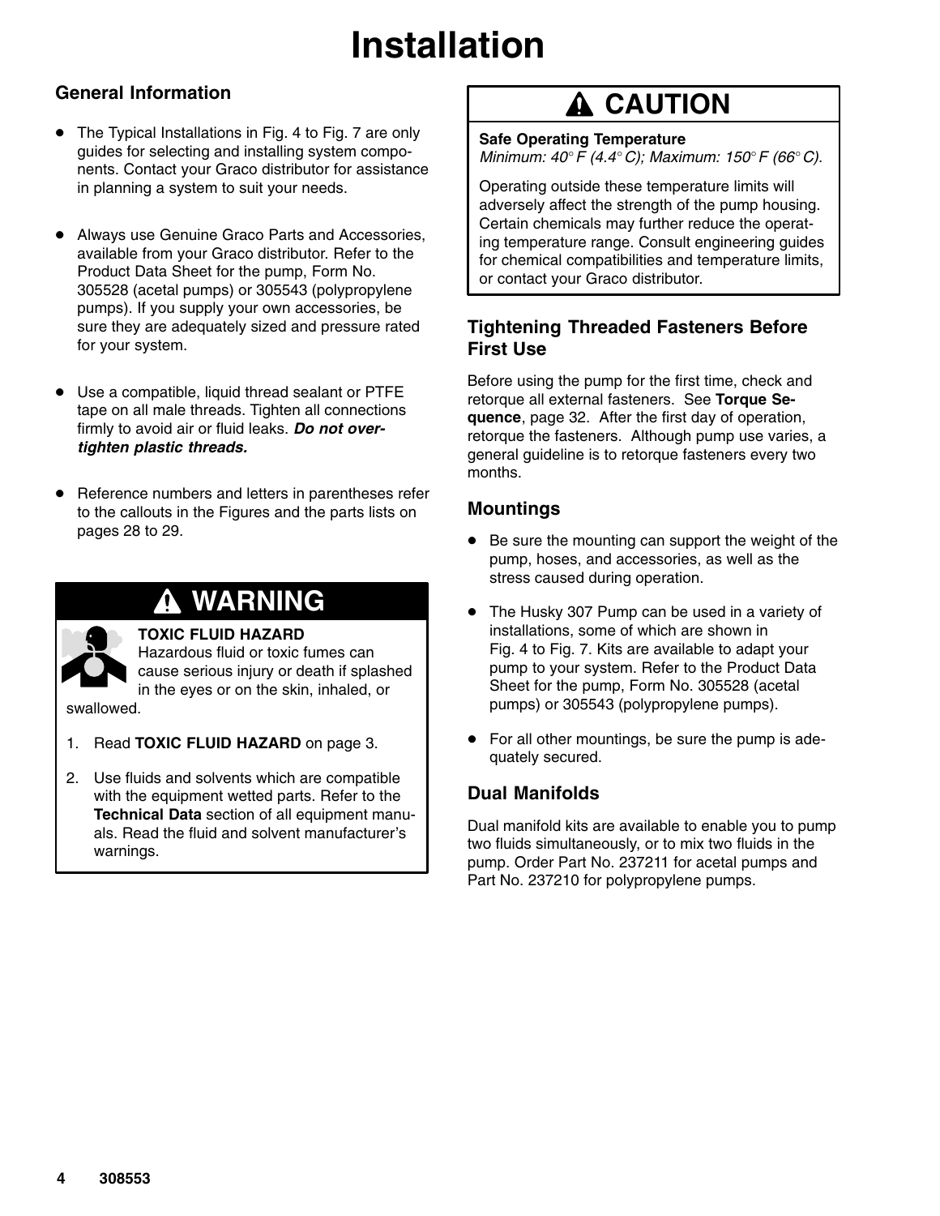# Installation

## General Information

- The Typical Installations in Fig. 4 to Fig. 7 are only guides for selecting and installing system components. Contact your Graco distributor for assistance in planning a system to suit your needs.
- Always use Genuine Graco Parts and Accessories, available from your Graco distributor. Refer to the Product Data Sheet for the pump, Form No. 305528 (acetal pumps) or 305543 (polypropylene pumps). If you supply your own accessories, be sure they are adequately sized and pressure rated for your system.
- Use a compatible, liquid thread sealant or PTFE tape on all male threads. Tighten all connections firmly to avoid air or fluid leaks. ***Do not overtighten plastic threads.***
- Reference numbers and letters in parentheses refer to the callouts in the Figures and the parts lists on pages 28 to 29.

## ⚠ WARNING

**TOXIC FLUID HAZARD**
Hazardous fluid or toxic fumes can cause serious injury or death if splashed in the eyes or on the skin, inhaled, or swallowed.

1. Read **TOXIC FLUID HAZARD** on page 3.
2. Use fluids and solvents which are compatible with the equipment wetted parts. Refer to the **Technical Data** section of all equipment manuals. Read the fluid and solvent manufacturer's warnings.

## ⚠ CAUTION

**Safe Operating Temperature**
*Minimum: 40° F (4.4° C); Maximum: 150° F (66° C).*

Operating outside these temperature limits will adversely affect the strength of the pump housing. Certain chemicals may further reduce the operating temperature range. Consult engineering guides for chemical compatibilities and temperature limits, or contact your Graco distributor.

## Tightening Threaded Fasteners Before First Use

Before using the pump for the first time, check and retorque all external fasteners. See **Torque Sequence**, page 32. After the first day of operation, retorque the fasteners. Although pump use varies, a general guideline is to retorque fasteners every two months.

## Mountings

- Be sure the mounting can support the weight of the pump, hoses, and accessories, as well as the stress caused during operation.
- The Husky 307 Pump can be used in a variety of installations, some of which are shown in Fig. 4 to Fig. 7. Kits are available to adapt your pump to your system. Refer to the Product Data Sheet for the pump, Form No. 305528 (acetal pumps) or 305543 (polypropylene pumps).
- For all other mountings, be sure the pump is adequately secured.

## Dual Manifolds

Dual manifold kits are available to enable you to pump two fluids simultaneously, or to mix two fluids in the pump. Order Part No. 237211 for acetal pumps and Part No. 237210 for polypropylene pumps.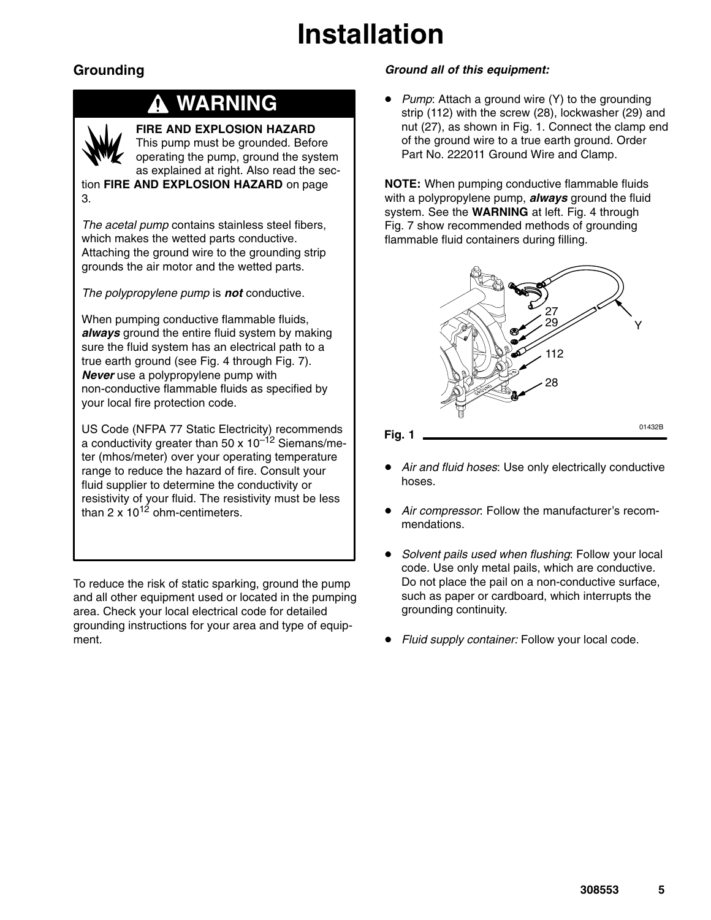# Installation

## Grounding

**⚠ WARNING**

**FIRE AND EXPLOSION HAZARD**
This pump must be grounded. Before operating the pump, ground the system as explained at right. Also read the section **FIRE AND EXPLOSION HAZARD** on page 3.

*The acetal pump* contains stainless steel fibers, which makes the wetted parts conductive. Attaching the ground wire to the grounding strip grounds the air motor and the wetted parts.

*The polypropylene pump* is ***not*** conductive.

When pumping conductive flammable fluids, ***always*** ground the entire fluid system by making sure the fluid system has an electrical path to a true earth ground (see Fig. 4 through Fig. 7). ***Never*** use a polypropylene pump with non-conductive flammable fluids as specified by your local fire protection code.

US Code (NFPA 77 Static Electricity) recommends a conductivity greater than $50 \times 10^{-12}$ Siemans/meter (mhos/meter) over your operating temperature range to reduce the hazard of fire. Consult your fluid supplier to determine the conductivity or resistivity of your fluid. The resistivity must be less than $2 \times 10^{12}$ ohm-centimeters.

To reduce the risk of static sparking, ground the pump and all other equipment used or located in the pumping area. Check your local electrical code for detailed grounding instructions for your area and type of equipment.

***Ground all of this equipment:***

- *Pump*: Attach a ground wire (Y) to the grounding strip (112) with the screw (28), lockwasher (29) and nut (27), as shown in Fig. 1. Connect the clamp end of the ground wire to a true earth ground. Order Part No. 222011 Ground Wire and Clamp.

**NOTE:** When pumping conductive flammable fluids with a polypropylene pump, ***always*** ground the fluid system. See the **WARNING** at left. Fig. 4 through Fig. 7 show recommended methods of grounding flammable fluid containers during filling.

**Fig. 1**

- *Air and fluid hoses*: Use only electrically conductive hoses.
- *Air compressor*: Follow the manufacturer's recommendations.
- *Solvent pails used when flushing*: Follow your local code. Use only metal pails, which are conductive. Do not place the pail on a non-conductive surface, such as paper or cardboard, which interrupts the grounding continuity.
- *Fluid supply container:* Follow your local code.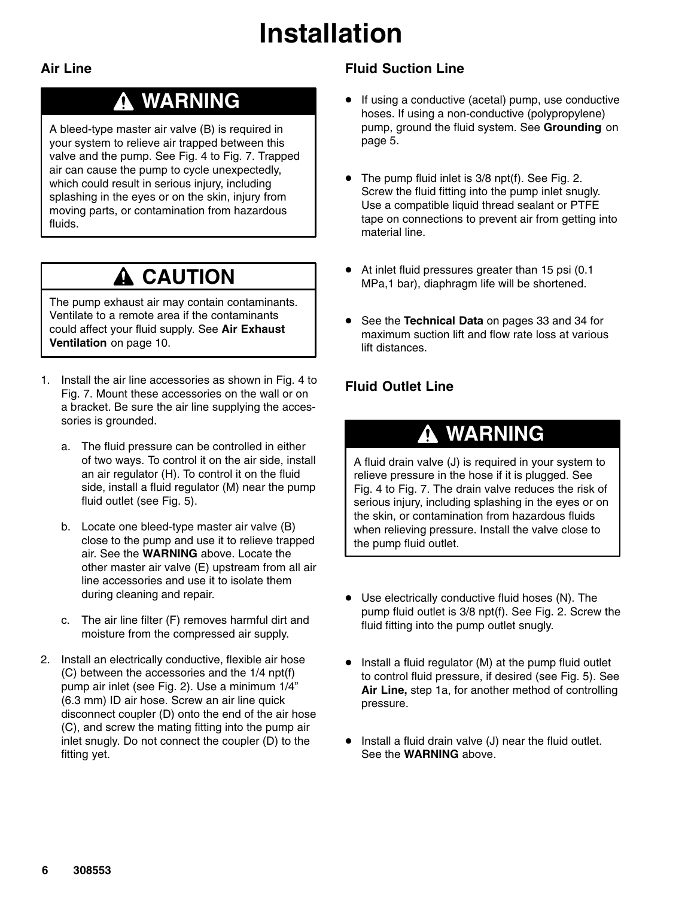# Installation

## Air Line

### ⚠ WARNING

A bleed-type master air valve (B) is required in your system to relieve air trapped between this valve and the pump. See Fig. 4 to Fig. 7. Trapped air can cause the pump to cycle unexpectedly, which could result in serious injury, including splashing in the eyes or on the skin, injury from moving parts, or contamination from hazardous fluids.

### ⚠ CAUTION

The pump exhaust air may contain contaminants. Ventilate to a remote area if the contaminants could affect your fluid supply. See **Air Exhaust Ventilation** on page 10.

1. Install the air line accessories as shown in Fig. 4 to Fig. 7. Mount these accessories on the wall or on a bracket. Be sure the air line supplying the accessories is grounded.
   a. The fluid pressure can be controlled in either of two ways. To control it on the air side, install an air regulator (H). To control it on the fluid side, install a fluid regulator (M) near the pump fluid outlet (see Fig. 5).
   b. Locate one bleed-type master air valve (B) close to the pump and use it to relieve trapped air. See the **WARNING** above. Locate the other master air valve (E) upstream from all air line accessories and use it to isolate them during cleaning and repair.
   c. The air line filter (F) removes harmful dirt and moisture from the compressed air supply.
2. Install an electrically conductive, flexible air hose (C) between the accessories and the 1/4 npt(f) pump air inlet (see Fig. 2). Use a minimum 1/4" (6.3 mm) ID air hose. Screw an air line quick disconnect coupler (D) onto the end of the air hose (C), and screw the mating fitting into the pump air inlet snugly. Do not connect the coupler (D) to the fitting yet.

## Fluid Suction Line

- If using a conductive (acetal) pump, use conductive hoses. If using a non-conductive (polypropylene) pump, ground the fluid system. See **Grounding** on page 5.
- The pump fluid inlet is 3/8 npt(f). See Fig. 2. Screw the fluid fitting into the pump inlet snugly. Use a compatible liquid thread sealant or PTFE tape on connections to prevent air from getting into material line.
- At inlet fluid pressures greater than 15 psi (0.1 MPa,1 bar), diaphragm life will be shortened.
- See the **Technical Data** on pages 33 and 34 for maximum suction lift and flow rate loss at various lift distances.

## Fluid Outlet Line

### ⚠ WARNING

A fluid drain valve (J) is required in your system to relieve pressure in the hose if it is plugged. See Fig. 4 to Fig. 7. The drain valve reduces the risk of serious injury, including splashing in the eyes or on the skin, or contamination from hazardous fluids when relieving pressure. Install the valve close to the pump fluid outlet.

- Use electrically conductive fluid hoses (N). The pump fluid outlet is 3/8 npt(f). See Fig. 2. Screw the fluid fitting into the pump outlet snugly.
- Install a fluid regulator (M) at the pump fluid outlet to control fluid pressure, if desired (see Fig. 5). See **Air Line,** step 1a, for another method of controlling pressure.
- Install a fluid drain valve (J) near the fluid outlet. See the **WARNING** above.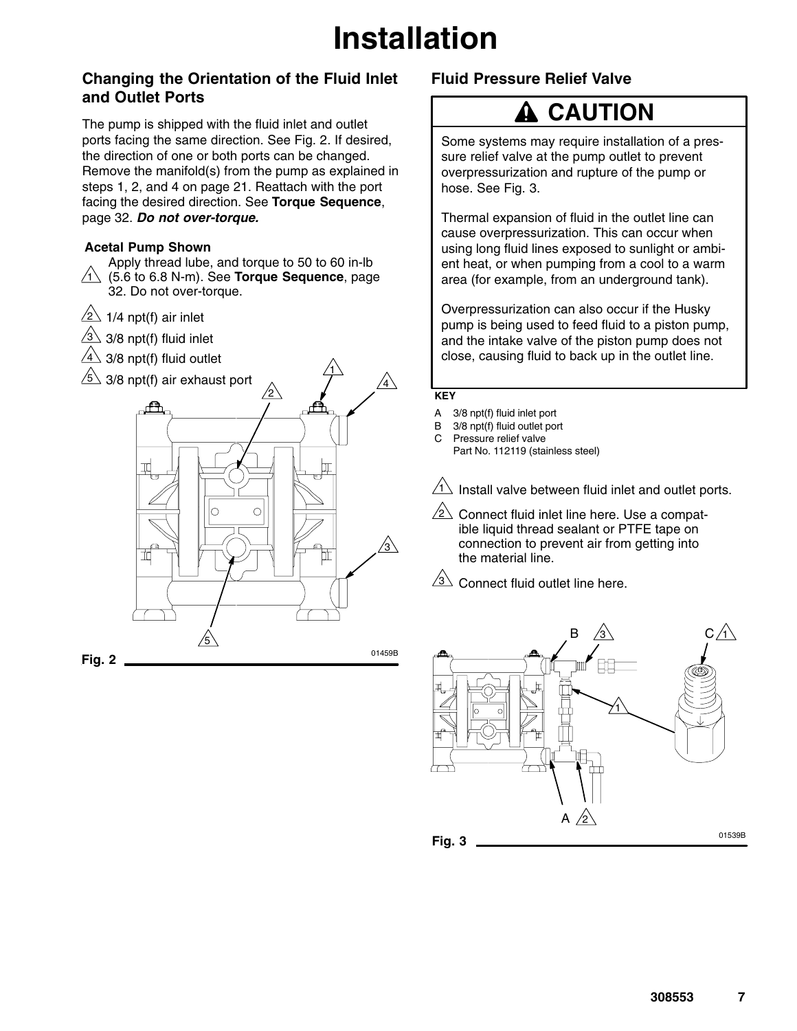# Installation

## Changing the Orientation of the Fluid Inlet and Outlet Ports

The pump is shipped with the fluid inlet and outlet ports facing the same direction. See Fig. 2. If desired, the direction of one or both ports can be changed. Remove the manifold(s) from the pump as explained in steps 1, 2, and 4 on page 21. Reattach with the port facing the desired direction. See **Torque Sequence**, page 32. ***Do not over-torque.***

**Acetal Pump Shown**

1. Apply thread lube, and torque to 50 to 60 in-lb (5.6 to 6.8 N-m). See **Torque Sequence**, page 32. Do not over-torque.
2. 1/4 npt(f) air inlet
3. 3/8 npt(f) fluid inlet
4. 3/8 npt(f) fluid outlet
5. 3/8 npt(f) air exhaust port

01459B

**Fig. 2**

## Fluid Pressure Relief Valve

**⚠ CAUTION**

Some systems may require installation of a pressure relief valve at the pump outlet to prevent overpressurization and rupture of the pump or hose. See Fig. 3.

Thermal expansion of fluid in the outlet line can cause overpressurization. This can occur when using long fluid lines exposed to sunlight or ambient heat, or when pumping from a cool to a warm area (for example, from an underground tank).

Overpressurization can also occur if the Husky pump is being used to feed fluid to a piston pump, and the intake valve of the piston pump does not close, causing fluid to back up in the outlet line.

**KEY**

A 3/8 npt(f) fluid inlet port
B 3/8 npt(f) fluid outlet port
C Pressure relief valve
Part No. 112119 (stainless steel)

1. Install valve between fluid inlet and outlet ports.
2. Connect fluid inlet line here. Use a compatible liquid thread sealant or PTFE tape on connection to prevent air from getting into the material line.
3. Connect fluid outlet line here.

01539B

**Fig. 3**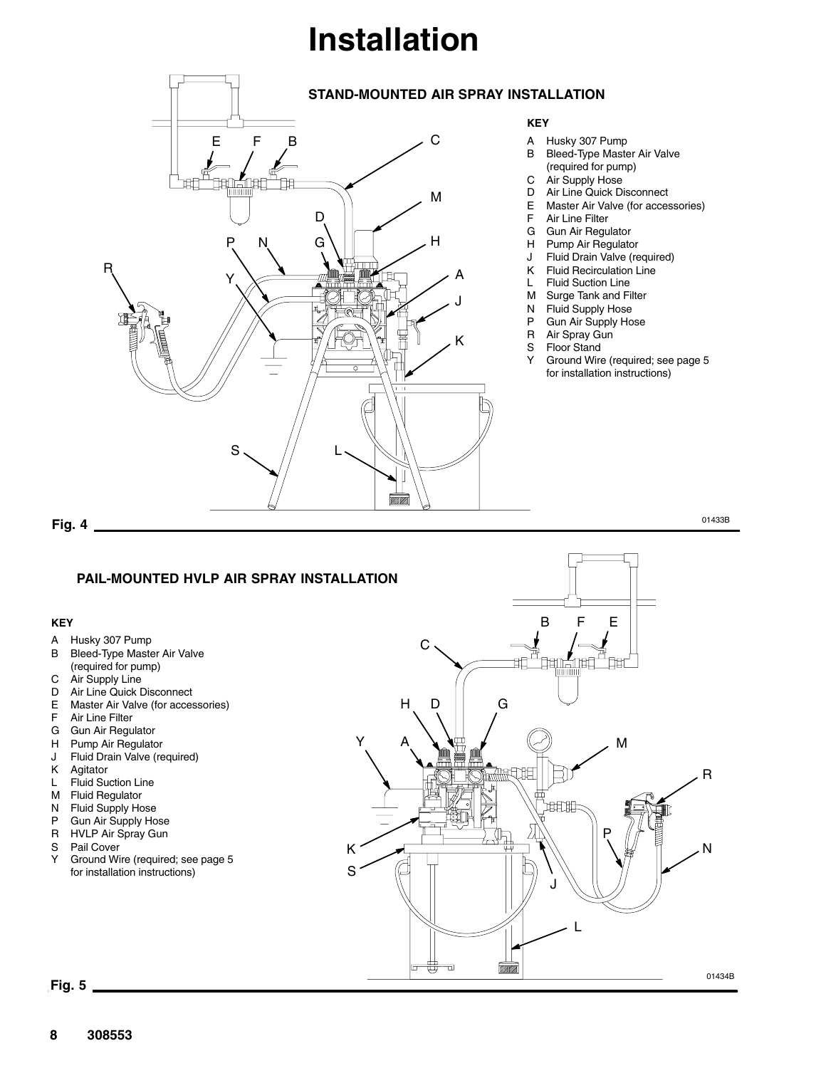# Installation

### STAND-MOUNTED AIR SPRAY INSTALLATION

**KEY**

- A Husky 307 Pump
- B Bleed-Type Master Air Valve (required for pump)
- C Air Supply Hose
- D Air Line Quick Disconnect
- E Master Air Valve (for accessories)
- F Air Line Filter
- G Gun Air Regulator
- H Pump Air Regulator
- J Fluid Drain Valve (required)
- K Fluid Recirculation Line
- L Fluid Suction Line
- M Surge Tank and Filter
- N Fluid Supply Hose
- P Gun Air Supply Hose
- R Air Spray Gun
- S Floor Stand
- Y Ground Wire (required; see page 5 for installation instructions)

01433B

**Fig. 4**

### PAIL-MOUNTED HVLP AIR SPRAY INSTALLATION

**KEY**

- A Husky 307 Pump
- B Bleed-Type Master Air Valve (required for pump)
- C Air Supply Line
- D Air Line Quick Disconnect
- E Master Air Valve (for accessories)
- F Air Line Filter
- G Gun Air Regulator
- H Pump Air Regulator
- J Fluid Drain Valve (required)
- K Agitator
- L Fluid Suction Line
- M Fluid Regulator
- N Fluid Supply Hose
- P Gun Air Supply Hose
- R HVLP Air Spray Gun
- S Pail Cover
- Y Ground Wire (required; see page 5 for installation instructions)

01434B

**Fig. 5**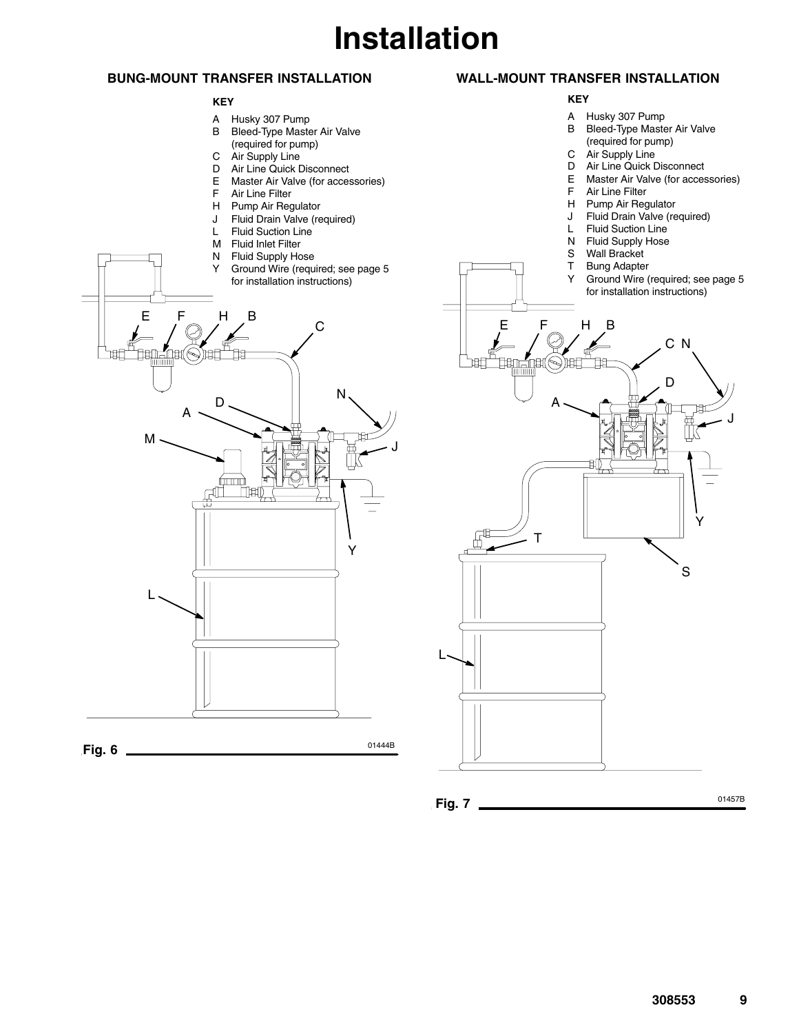# Installation

## BUNG-MOUNT TRANSFER INSTALLATION

**KEY**

- A Husky 307 Pump
- B Bleed-Type Master Air Valve (required for pump)
- C Air Supply Line
- D Air Line Quick Disconnect
- E Master Air Valve (for accessories)
- F Air Line Filter
- H Pump Air Regulator
- J Fluid Drain Valve (required)
- L Fluid Suction Line
- M Fluid Inlet Filter
- N Fluid Supply Hose
- Y Ground Wire (required; see page 5 for installation instructions)

01444B

**Fig. 6**

## WALL-MOUNT TRANSFER INSTALLATION

**KEY**

- A Husky 307 Pump
- B Bleed-Type Master Air Valve (required for pump)
- C Air Supply Line
- D Air Line Quick Disconnect
- E Master Air Valve (for accessories)
- F Air Line Filter
- H Pump Air Regulator
- J Fluid Drain Valve (required)
- L Fluid Suction Line
- N Fluid Supply Hose
- S Wall Bracket
- T Bung Adapter
- Y Ground Wire (required; see page 5 for installation instructions)

01457B

**Fig. 7**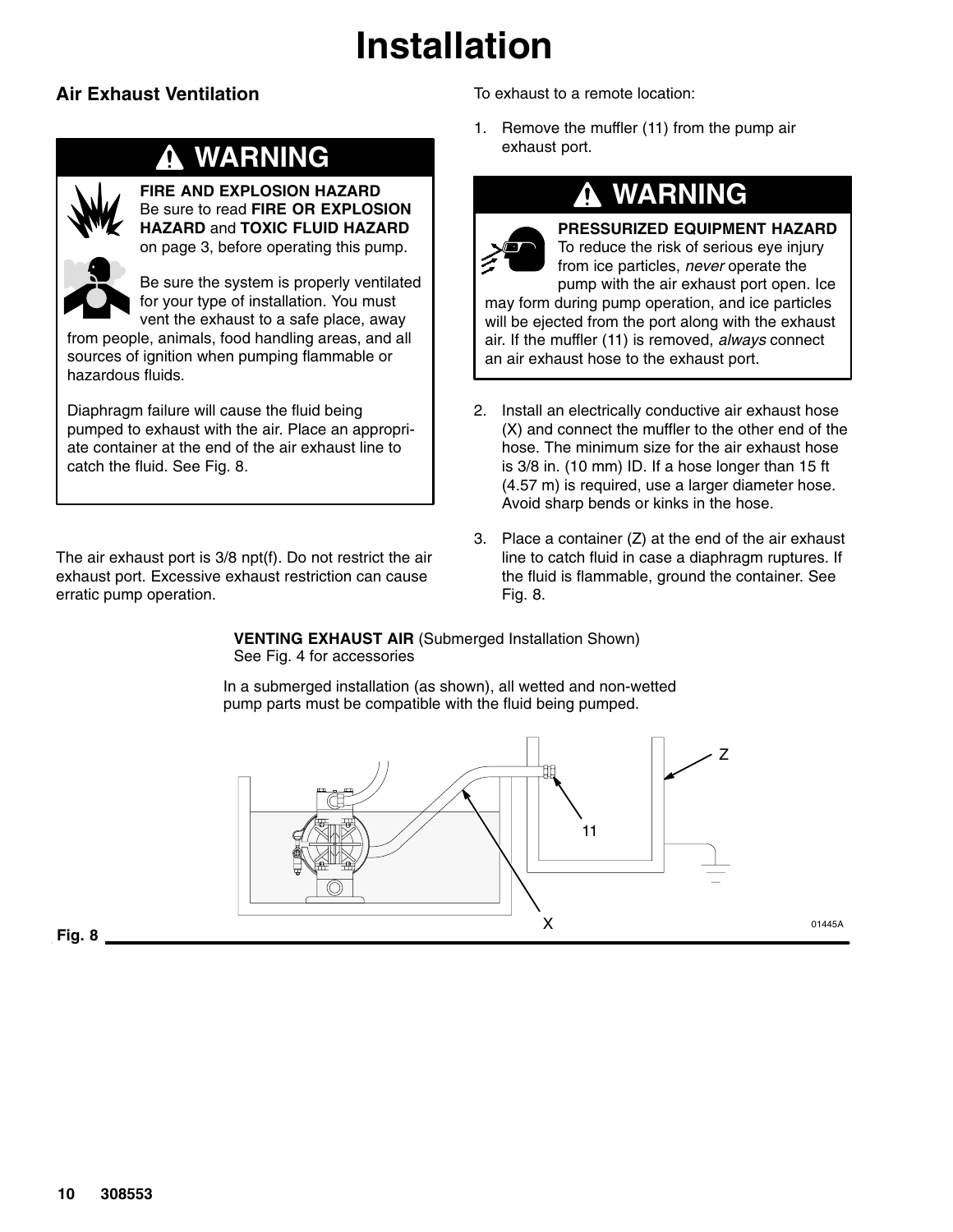# Installation

## Air Exhaust Ventilation

> **⚠ WARNING**
>
> **FIRE AND EXPLOSION HAZARD**
> Be sure to read **FIRE OR EXPLOSION HAZARD** and **TOXIC FLUID HAZARD** on page 3, before operating this pump.
>
> Be sure the system is properly ventilated for your type of installation. You must vent the exhaust to a safe place, away from people, animals, food handling areas, and all sources of ignition when pumping flammable or hazardous fluids.
>
> Diaphragm failure will cause the fluid being pumped to exhaust with the air. Place an appropriate container at the end of the air exhaust line to catch the fluid. See Fig. 8.

The air exhaust port is 3/8 npt(f). Do not restrict the air exhaust port. Excessive exhaust restriction can cause erratic pump operation.

To exhaust to a remote location:

1. Remove the muffler (11) from the pump air exhaust port.

> **⚠ WARNING**
>
> **PRESSURIZED EQUIPMENT HAZARD**
> To reduce the risk of serious eye injury from ice particles, *never* operate the pump with the air exhaust port open. Ice may form during pump operation, and ice particles will be ejected from the port along with the exhaust air. If the muffler (11) is removed, *always* connect an air exhaust hose to the exhaust port.

2. Install an electrically conductive air exhaust hose (X) and connect the muffler to the other end of the hose. The minimum size for the air exhaust hose is 3/8 in. (10 mm) ID. If a hose longer than 15 ft (4.57 m) is required, use a larger diameter hose. Avoid sharp bends or kinks in the hose.
3. Place a container (Z) at the end of the air exhaust line to catch fluid in case a diaphragm ruptures. If the fluid is flammable, ground the container. See Fig. 8.

**VENTING EXHAUST AIR** (Submerged Installation Shown)
See Fig. 4 for accessories

In a submerged installation (as shown), all wetted and non-wetted pump parts must be compatible with the fluid being pumped.

Fig. 8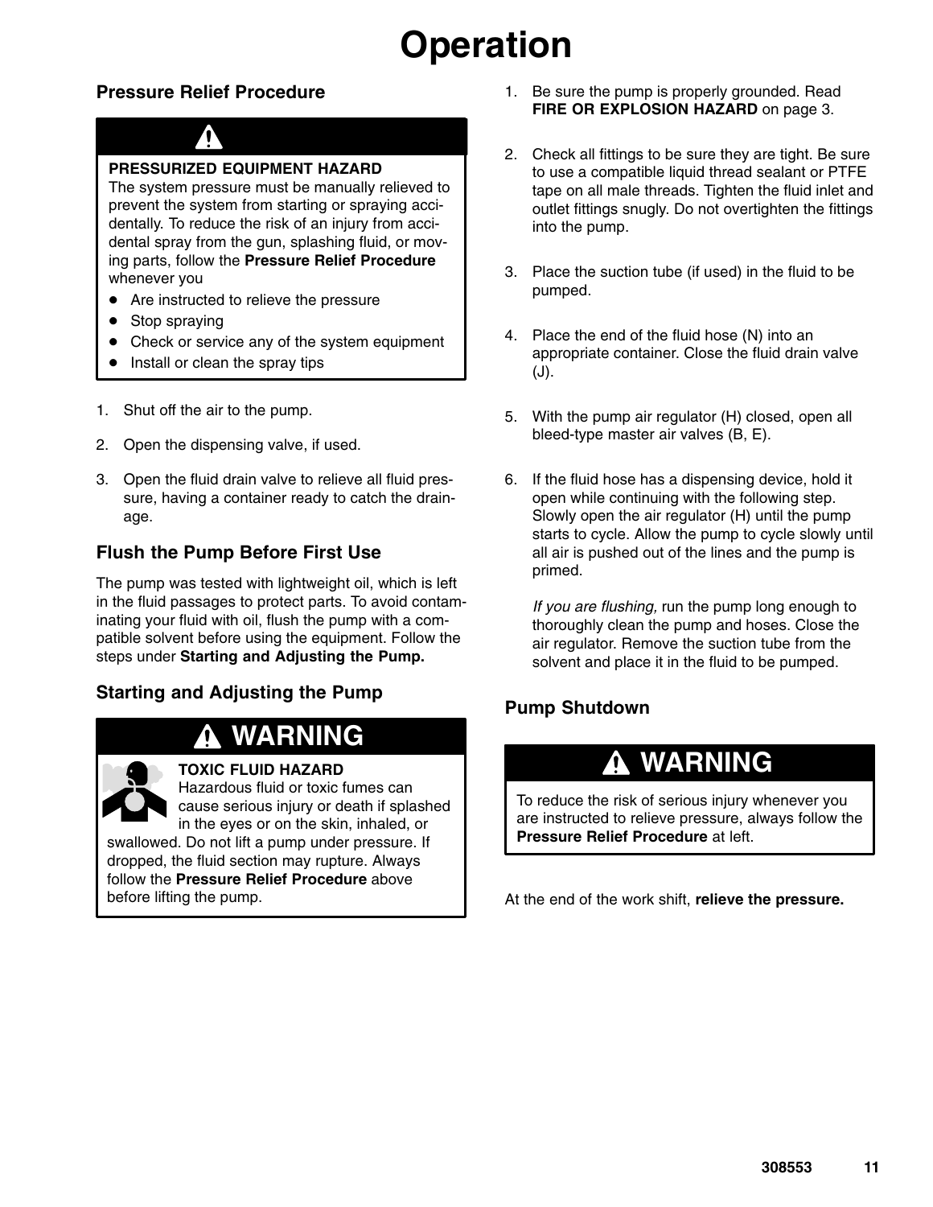# Operation

## Pressure Relief Procedure

**PRESSURIZED EQUIPMENT HAZARD**
The system pressure must be manually relieved to prevent the system from starting or spraying accidentally. To reduce the risk of an injury from accidental spray from the gun, splashing fluid, or moving parts, follow the **Pressure Relief Procedure** whenever you

- Are instructed to relieve the pressure
- Stop spraying
- Check or service any of the system equipment
- Install or clean the spray tips

1. Shut off the air to the pump.
2. Open the dispensing valve, if used.
3. Open the fluid drain valve to relieve all fluid pressure, having a container ready to catch the drainage.

## Flush the Pump Before First Use

The pump was tested with lightweight oil, which is left in the fluid passages to protect parts. To avoid contaminating your fluid with oil, flush the pump with a compatible solvent before using the equipment. Follow the steps under **Starting and Adjusting the Pump.**

## Starting and Adjusting the Pump

**WARNING**

**TOXIC FLUID HAZARD**
Hazardous fluid or toxic fumes can cause serious injury or death if splashed in the eyes or on the skin, inhaled, or swallowed. Do not lift a pump under pressure. If dropped, the fluid section may rupture. Always follow the **Pressure Relief Procedure** above before lifting the pump.

1. Be sure the pump is properly grounded. Read **FIRE OR EXPLOSION HAZARD** on page 3.
2. Check all fittings to be sure they are tight. Be sure to use a compatible liquid thread sealant or PTFE tape on all male threads. Tighten the fluid inlet and outlet fittings snugly. Do not overtighten the fittings into the pump.
3. Place the suction tube (if used) in the fluid to be pumped.
4. Place the end of the fluid hose (N) into an appropriate container. Close the fluid drain valve (J).
5. With the pump air regulator (H) closed, open all bleed-type master air valves (B, E).
6. If the fluid hose has a dispensing device, hold it open while continuing with the following step. Slowly open the air regulator (H) until the pump starts to cycle. Allow the pump to cycle slowly until all air is pushed out of the lines and the pump is primed.

   *If you are flushing,* run the pump long enough to thoroughly clean the pump and hoses. Close the air regulator. Remove the suction tube from the solvent and place it in the fluid to be pumped.

## Pump Shutdown

**WARNING**

To reduce the risk of serious injury whenever you are instructed to relieve pressure, always follow the **Pressure Relief Procedure** at left.

At the end of the work shift, **relieve the pressure.**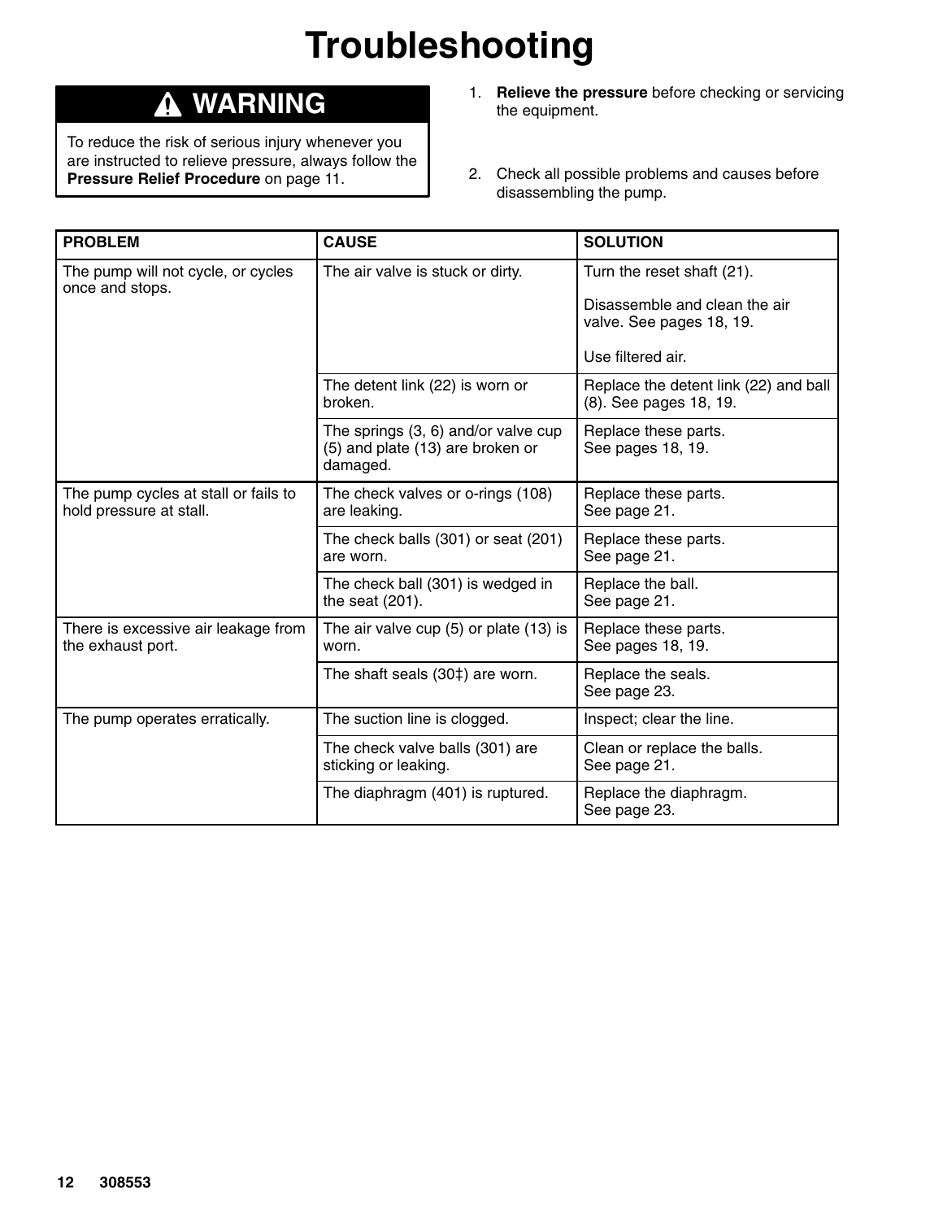# Troubleshooting

> ⚠ **WARNING**
>
> To reduce the risk of serious injury whenever you are instructed to relieve pressure, always follow the **Pressure Relief Procedure** on page 11.

1. **Relieve the pressure** before checking or servicing the equipment.
2. Check all possible problems and causes before disassembling the pump.

| PROBLEM | CAUSE | SOLUTION |
|---|---|---|
| The pump will not cycle, or cycles once and stops. | The air valve is stuck or dirty. | Turn the reset shaft (21).<br><br>Disassemble and clean the air valve. See pages 18, 19.<br><br>Use filtered air. |
| | The detent link (22) is worn or broken. | Replace the detent link (22) and ball (8). See pages 18, 19. |
| | The springs (3, 6) and/or valve cup (5) and plate (13) are broken or damaged. | Replace these parts.<br>See pages 18, 19. |
| The pump cycles at stall or fails to hold pressure at stall. | The check valves or o-rings (108) are leaking. | Replace these parts.<br>See page 21. |
| | The check balls (301) or seat (201) are worn. | Replace these parts.<br>See page 21. |
| | The check ball (301) is wedged in the seat (201). | Replace the ball.<br>See page 21. |
| There is excessive air leakage from the exhaust port. | The air valve cup (5) or plate (13) is worn. | Replace these parts.<br>See pages 18, 19. |
| | The shaft seals (30‡) are worn. | Replace the seals.<br>See page 23. |
| The pump operates erratically. | The suction line is clogged. | Inspect; clear the line. |
| | The check valve balls (301) are sticking or leaking. | Clean or replace the balls.<br>See page 21. |
| | The diaphragm (401) is ruptured. | Replace the diaphragm.<br>See page 23. |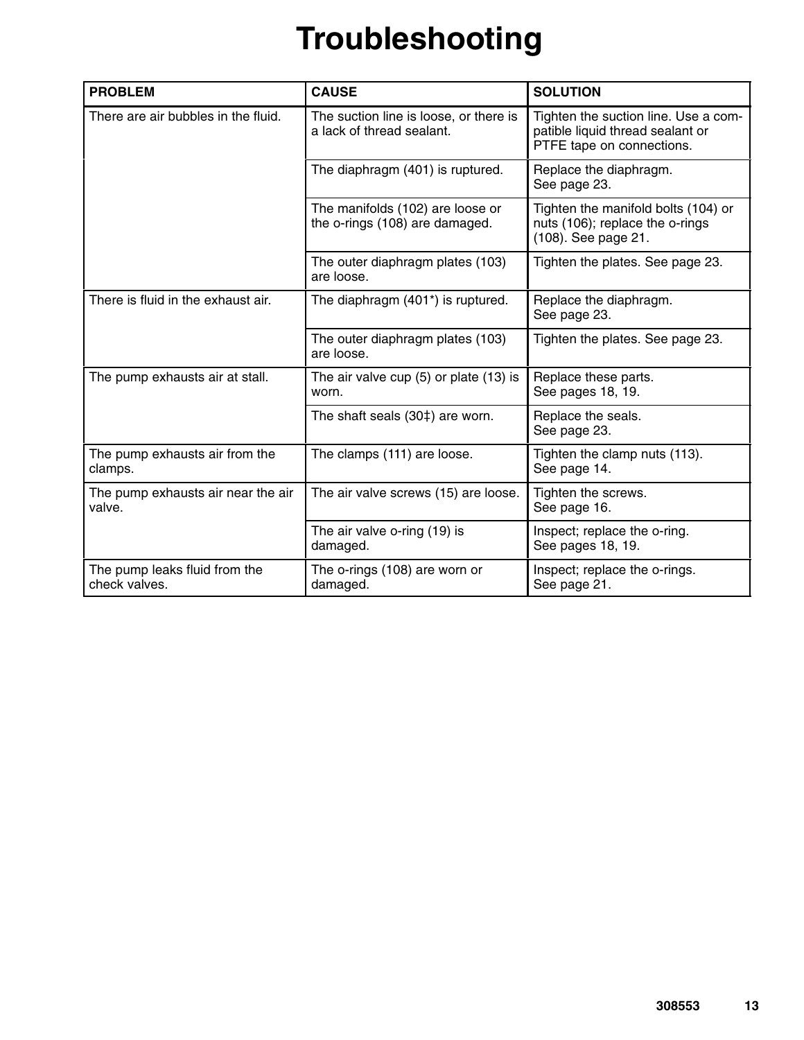# Troubleshooting

| PROBLEM | CAUSE | SOLUTION |
|---|---|---|
| There are air bubbles in the fluid. | The suction line is loose, or there is a lack of thread sealant. | Tighten the suction line. Use a compatible liquid thread sealant or PTFE tape on connections. |
| | The diaphragm (401) is ruptured. | Replace the diaphragm. See page 23. |
| | The manifolds (102) are loose or the o-rings (108) are damaged. | Tighten the manifold bolts (104) or nuts (106); replace the o-rings (108). See page 21. |
| | The outer diaphragm plates (103) are loose. | Tighten the plates. See page 23. |
| There is fluid in the exhaust air. | The diaphragm (401*) is ruptured. | Replace the diaphragm. See page 23. |
| | The outer diaphragm plates (103) are loose. | Tighten the plates. See page 23. |
| The pump exhausts air at stall. | The air valve cup (5) or plate (13) is worn. | Replace these parts. See pages 18, 19. |
| | The shaft seals (30‡) are worn. | Replace the seals. See page 23. |
| The pump exhausts air from the clamps. | The clamps (111) are loose. | Tighten the clamp nuts (113). See page 14. |
| The pump exhausts air near the air valve. | The air valve screws (15) are loose. | Tighten the screws. See page 16. |
| | The air valve o-ring (19) is damaged. | Inspect; replace the o-ring. See pages 18, 19. |
| The pump leaks fluid from the check valves. | The o-rings (108) are worn or damaged. | Inspect; replace the o-rings. See page 21. |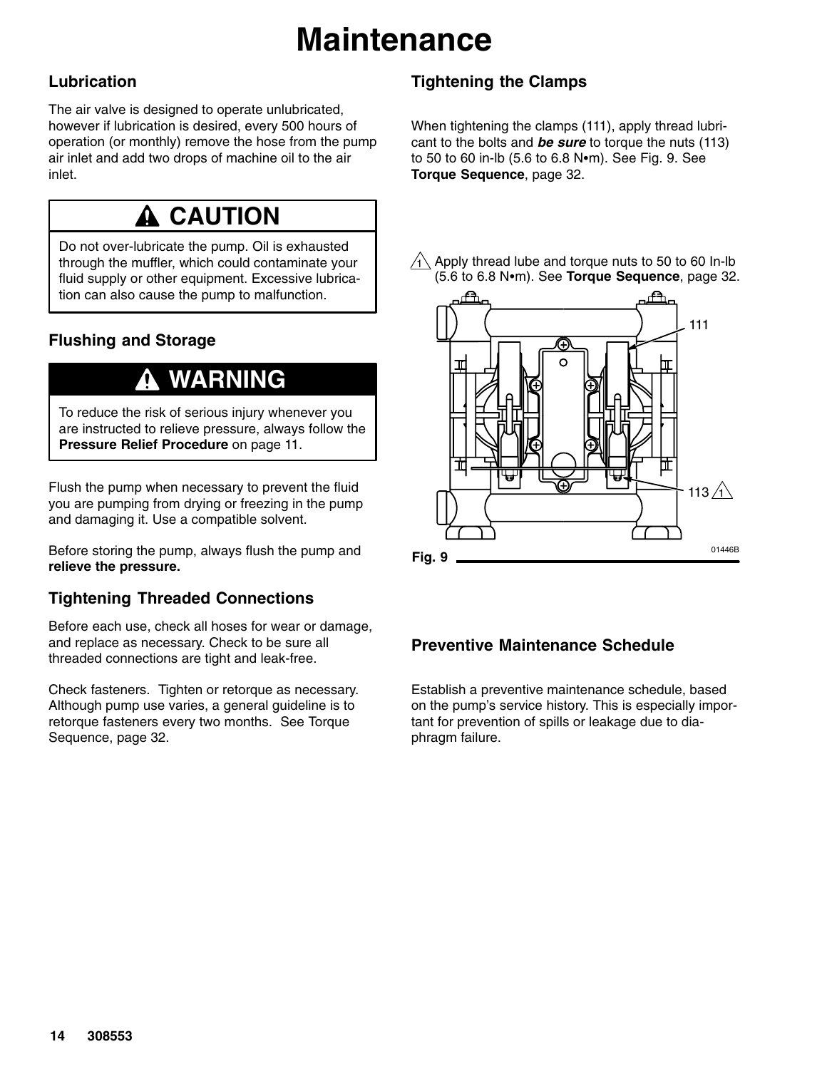# Maintenance

## Lubrication

The air valve is designed to operate unlubricated, however if lubrication is desired, every 500 hours of operation (or monthly) remove the hose from the pump air inlet and add two drops of machine oil to the air inlet.

> **⚠ CAUTION**
>
> Do not over-lubricate the pump. Oil is exhausted through the muffler, which could contaminate your fluid supply or other equipment. Excessive lubrication can also cause the pump to malfunction.

## Flushing and Storage

> **⚠ WARNING**
>
> To reduce the risk of serious injury whenever you are instructed to relieve pressure, always follow the **Pressure Relief Procedure** on page 11.

Flush the pump when necessary to prevent the fluid you are pumping from drying or freezing in the pump and damaging it. Use a compatible solvent.

Before storing the pump, always flush the pump and **relieve the pressure.**

## Tightening Threaded Connections

Before each use, check all hoses for wear or damage, and replace as necessary. Check to be sure all threaded connections are tight and leak-free.

Check fasteners. Tighten or retorque as necessary. Although pump use varies, a general guideline is to retorque fasteners every two months. See Torque Sequence, page 32.

## Tightening the Clamps

When tightening the clamps (111), apply thread lubricant to the bolts and ***be sure*** to torque the nuts (113) to 50 to 60 in-lb (5.6 to 6.8 N•m). See Fig. 9. See **Torque Sequence**, page 32.

1 Apply thread lube and torque nuts to 50 to 60 In-lb (5.6 to 6.8 N•m). See **Torque Sequence**, page 32.

111

113 1

01446B

**Fig. 9**

## Preventive Maintenance Schedule

Establish a preventive maintenance schedule, based on the pump's service history. This is especially important for prevention of spills or leakage due to diaphragm failure.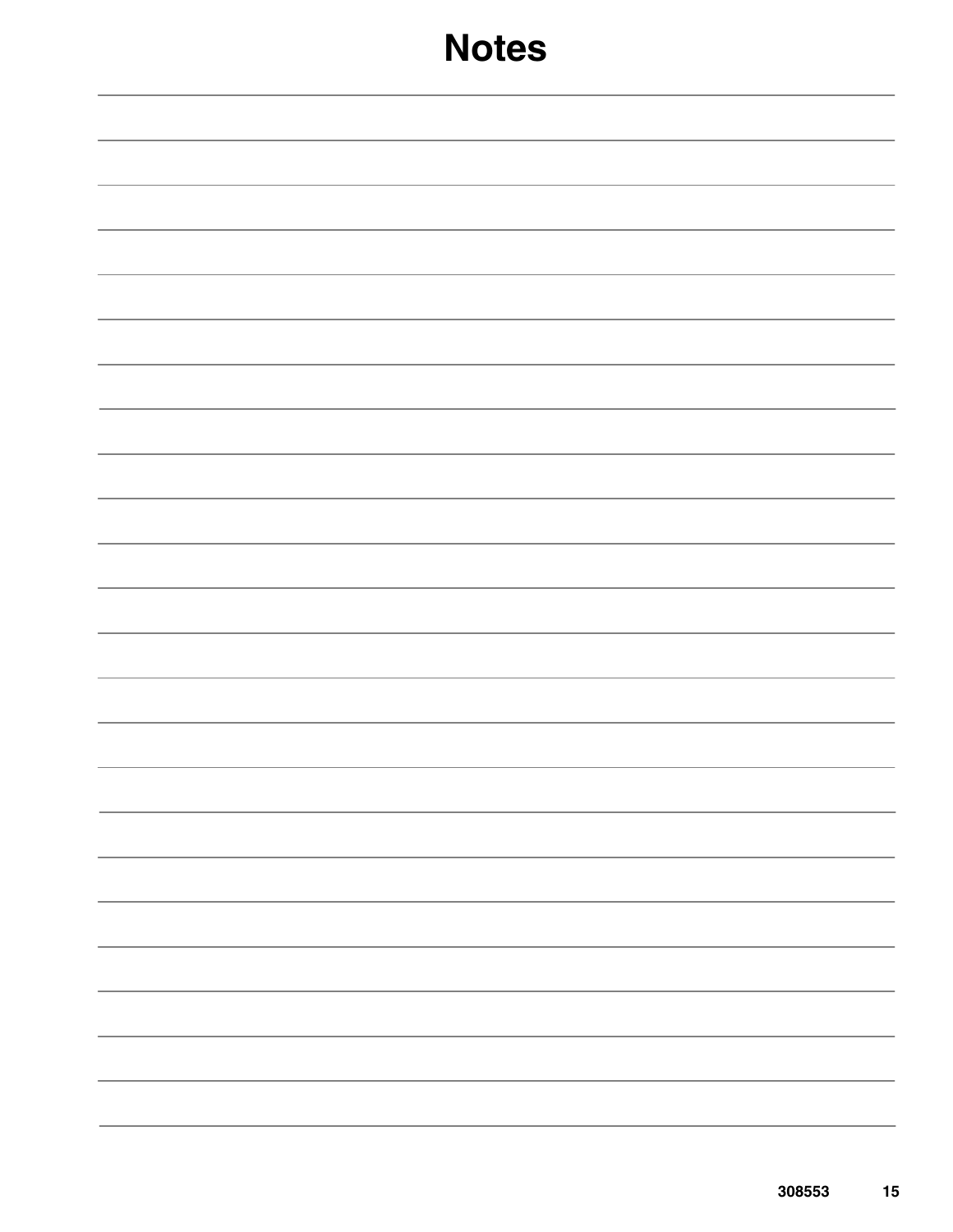# Notes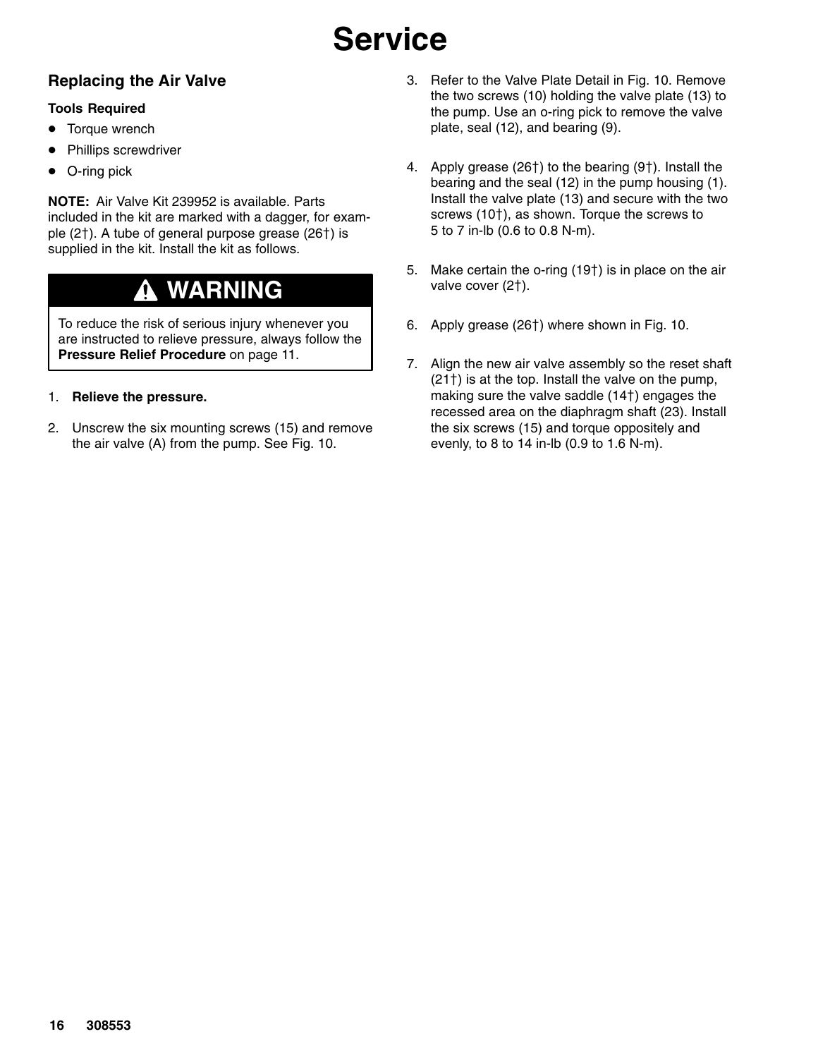# Service

## Replacing the Air Valve

### Tools Required

- Torque wrench
- Phillips screwdriver
- O-ring pick

**NOTE:** Air Valve Kit 239952 is available. Parts included in the kit are marked with a dagger, for example (2†). A tube of general purpose grease (26†) is supplied in the kit. Install the kit as follows.

> **⚠ WARNING**
>
> To reduce the risk of serious injury whenever you are instructed to relieve pressure, always follow the **Pressure Relief Procedure** on page 11.

1. **Relieve the pressure.**
2. Unscrew the six mounting screws (15) and remove the air valve (A) from the pump. See Fig. 10.
3. Refer to the Valve Plate Detail in Fig. 10. Remove the two screws (10) holding the valve plate (13) to the pump. Use an o-ring pick to remove the valve plate, seal (12), and bearing (9).
4. Apply grease (26†) to the bearing (9†). Install the bearing and the seal (12) in the pump housing (1). Install the valve plate (13) and secure with the two screws (10†), as shown. Torque the screws to 5 to 7 in-lb (0.6 to 0.8 N-m).
5. Make certain the o-ring (19†) is in place on the air valve cover (2†).
6. Apply grease (26†) where shown in Fig. 10.
7. Align the new air valve assembly so the reset shaft (21†) is at the top. Install the valve on the pump, making sure the valve saddle (14†) engages the recessed area on the diaphragm shaft (23). Install the six screws (15) and torque oppositely and evenly, to 8 to 14 in-lb (0.9 to 1.6 N-m).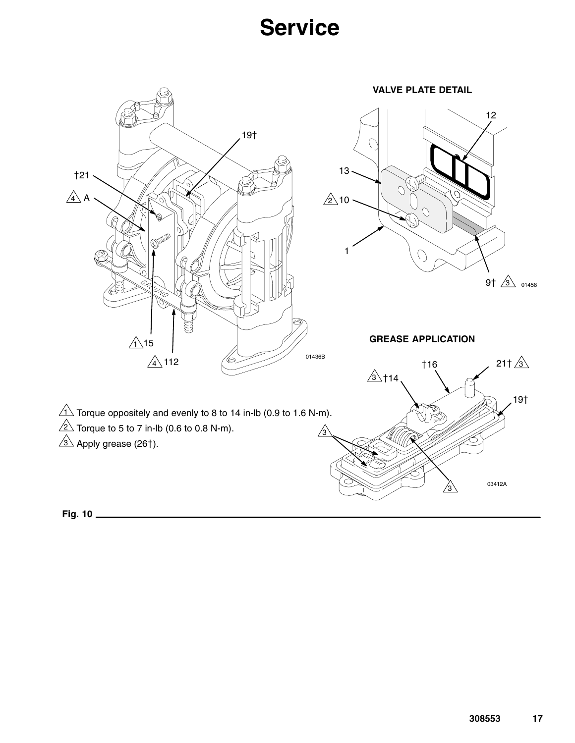# Service

VALVE PLATE DETAIL

GREASE APPLICATION

1 Torque oppositely and evenly to 8 to 14 in-lb (0.9 to 1.6 N-m).

2 Torque to 5 to 7 in-lb (0.6 to 0.8 N-m).

3 Apply grease (26†).

Fig. 10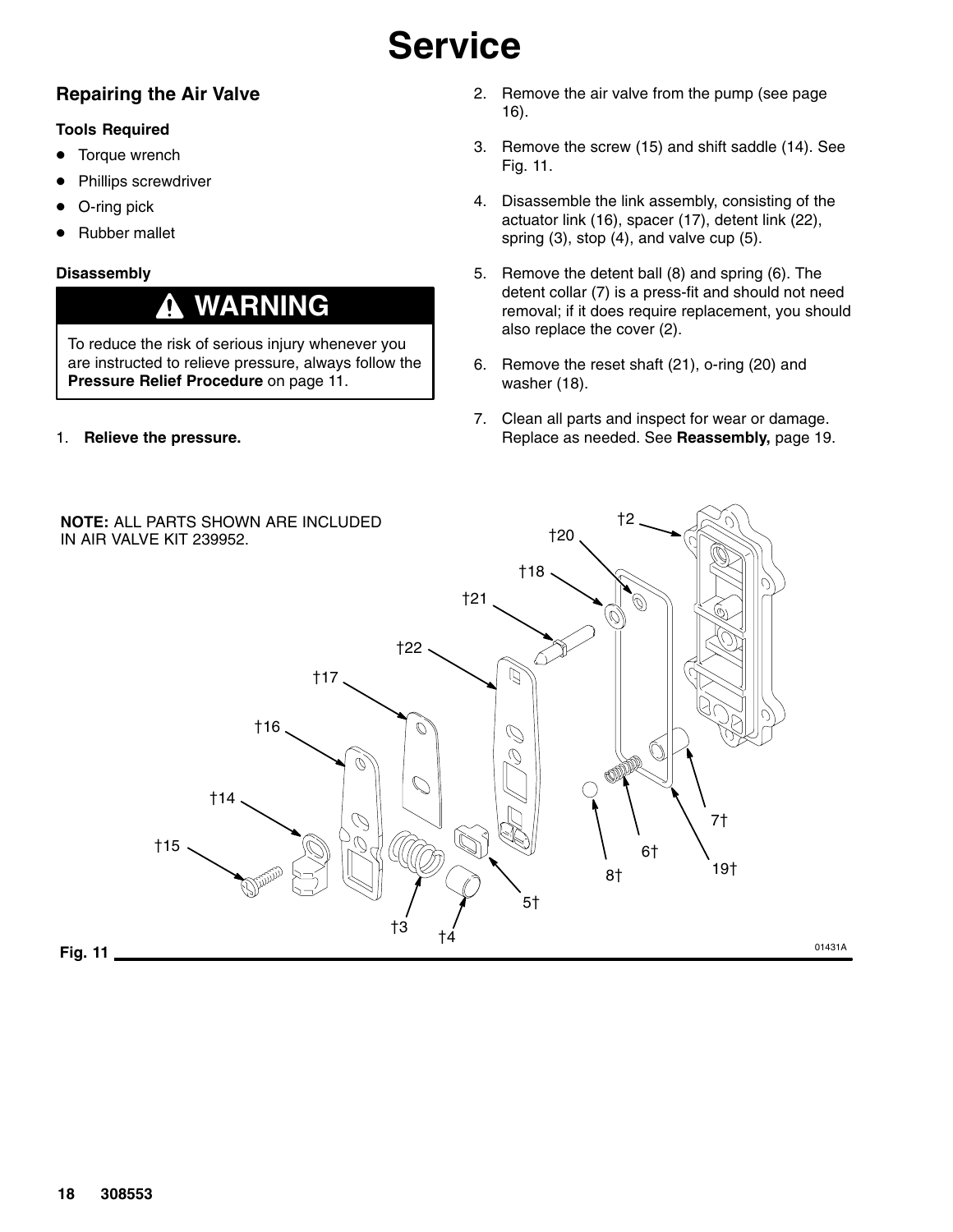# Service

## Repairing the Air Valve

### Tools Required

- Torque wrench
- Phillips screwdriver
- O-ring pick
- Rubber mallet

### Disassembly

**⚠ WARNING**

To reduce the risk of serious injury whenever you are instructed to relieve pressure, always follow the **Pressure Relief Procedure** on page 11.

1. **Relieve the pressure.**
2. Remove the air valve from the pump (see page 16).
3. Remove the screw (15) and shift saddle (14). See Fig. 11.
4. Disassemble the link assembly, consisting of the actuator link (16), spacer (17), detent link (22), spring (3), stop (4), and valve cup (5).
5. Remove the detent ball (8) and spring (6). The detent collar (7) is a press-fit and should not need removal; if it does require replacement, you should also replace the cover (2).
6. Remove the reset shaft (21), o-ring (20) and washer (18).
7. Clean all parts and inspect for wear or damage. Replace as needed. See **Reassembly,** page 19.

**NOTE:** ALL PARTS SHOWN ARE INCLUDED IN AIR VALVE KIT 239952.

†2, †20, †18, †21, †22, †17, †16, †14, †15, †3, †4, 5†, 8†, 6†, 19†, 7†

01431A

Fig. 11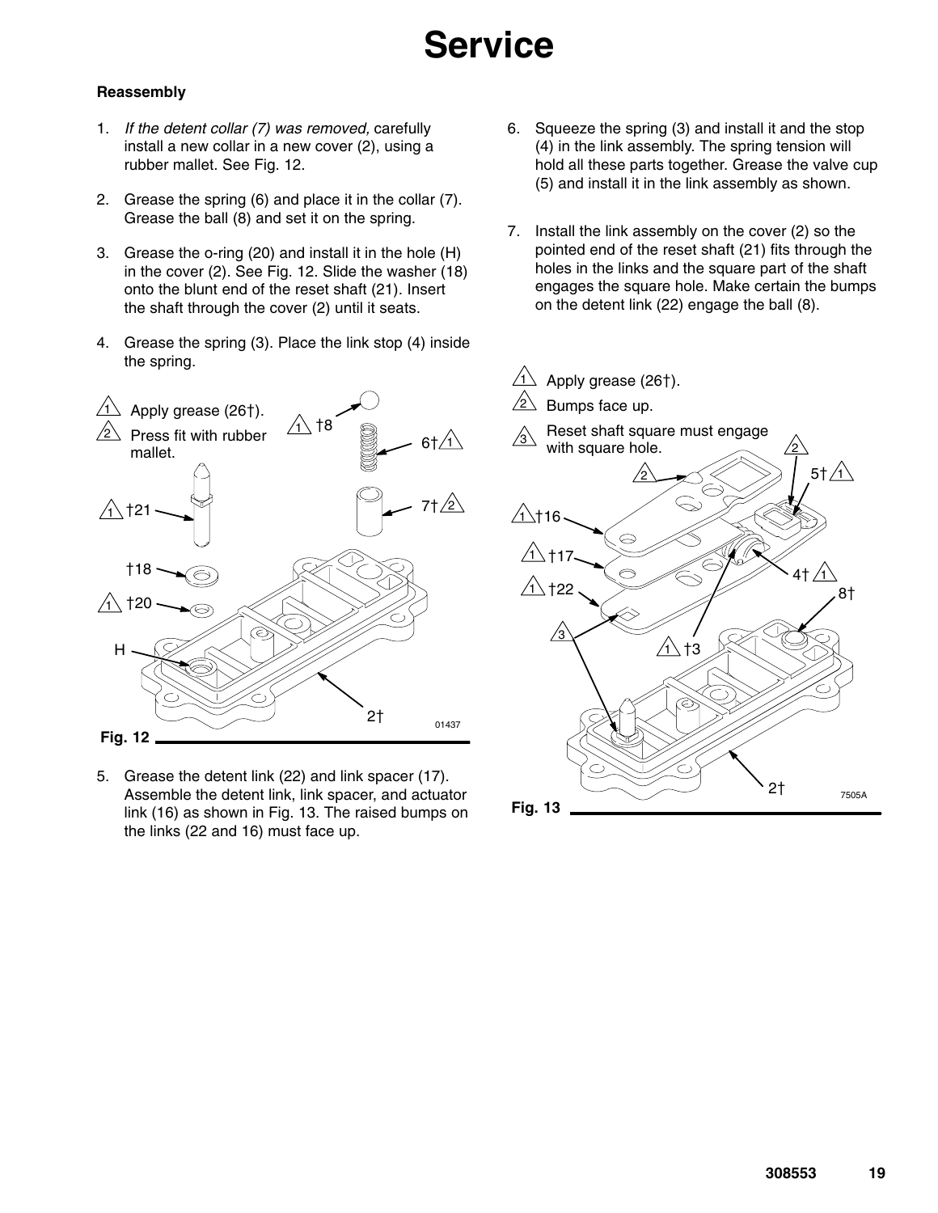# Service

**Reassembly**

1. *If the detent collar (7) was removed,* carefully install a new collar in a new cover (2), using a rubber mallet. See Fig. 12.
2. Grease the spring (6) and place it in the collar (7). Grease the ball (8) and set it on the spring.
3. Grease the o-ring (20) and install it in the hole (H) in the cover (2). See Fig. 12. Slide the washer (18) onto the blunt end of the reset shaft (21). Insert the shaft through the cover (2) until it seats.
4. Grease the spring (3). Place the link stop (4) inside the spring.

1 Apply grease (26†).
2 Press fit with rubber mallet.

Fig. 12

5. Grease the detent link (22) and link spacer (17). Assemble the detent link, link spacer, and actuator link (16) as shown in Fig. 13. The raised bumps on the links (22 and 16) must face up.
6. Squeeze the spring (3) and install it and the stop (4) in the link assembly. The spring tension will hold all these parts together. Grease the valve cup (5) and install it in the link assembly as shown.
7. Install the link assembly on the cover (2) so the pointed end of the reset shaft (21) fits through the holes in the links and the square part of the shaft engages the square hole. Make certain the bumps on the detent link (22) engage the ball (8).

1 Apply grease (26†).
2 Bumps face up.
3 Reset shaft square must engage with square hole.

Fig. 13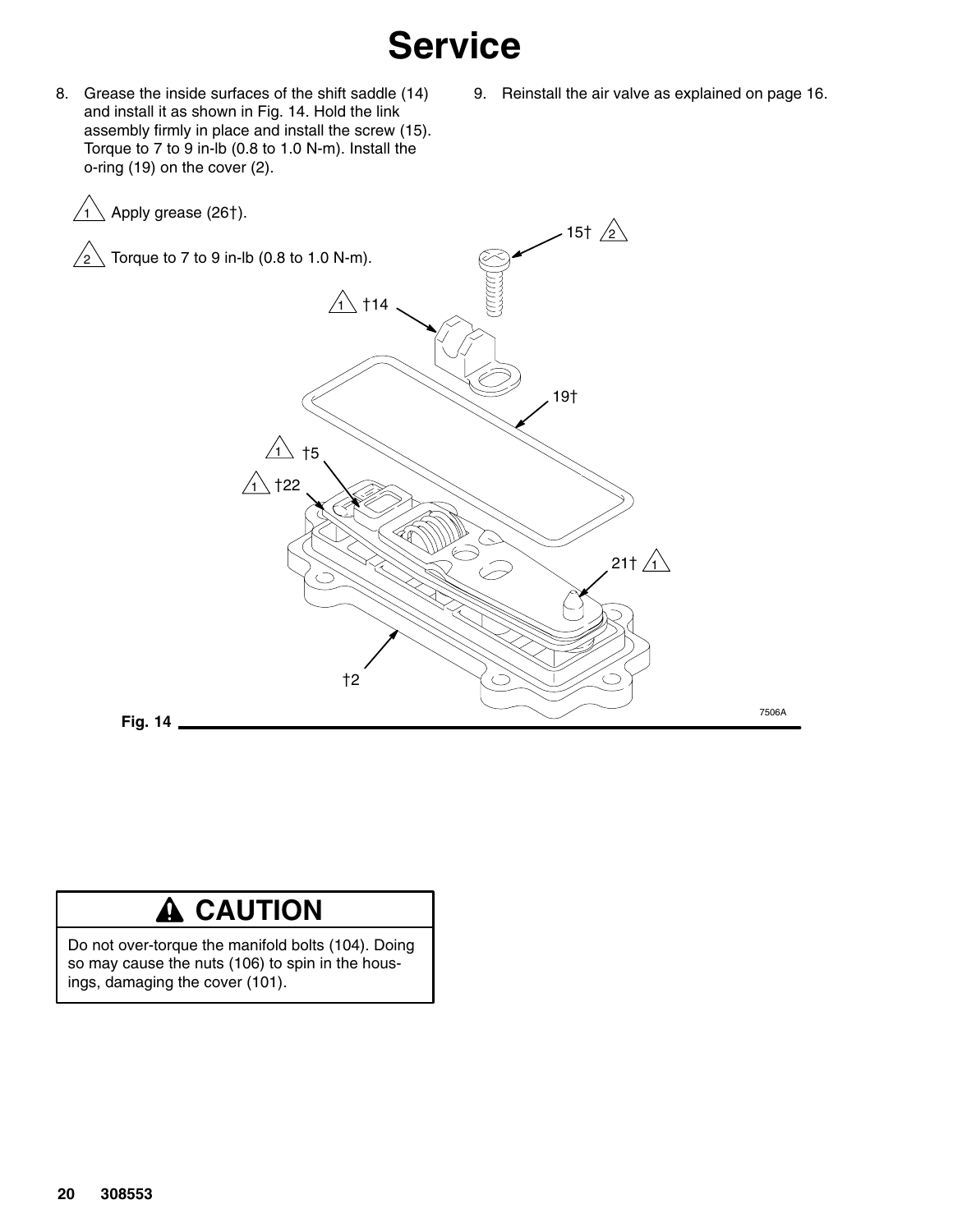# Service

8. Grease the inside surfaces of the shift saddle (14) and install it as shown in Fig. 14. Hold the link assembly firmly in place and install the screw (15). Torque to 7 to 9 in-lb (0.8 to 1.0 N-m). Install the o-ring (19) on the cover (2).

9. Reinstall the air valve as explained on page 16.

1 Apply grease (26†).

2 Torque to 7 to 9 in-lb (0.8 to 1.0 N-m).

Fig. 14

## ⚠ CAUTION

Do not over-torque the manifold bolts (104). Doing so may cause the nuts (106) to spin in the housings, damaging the cover (101).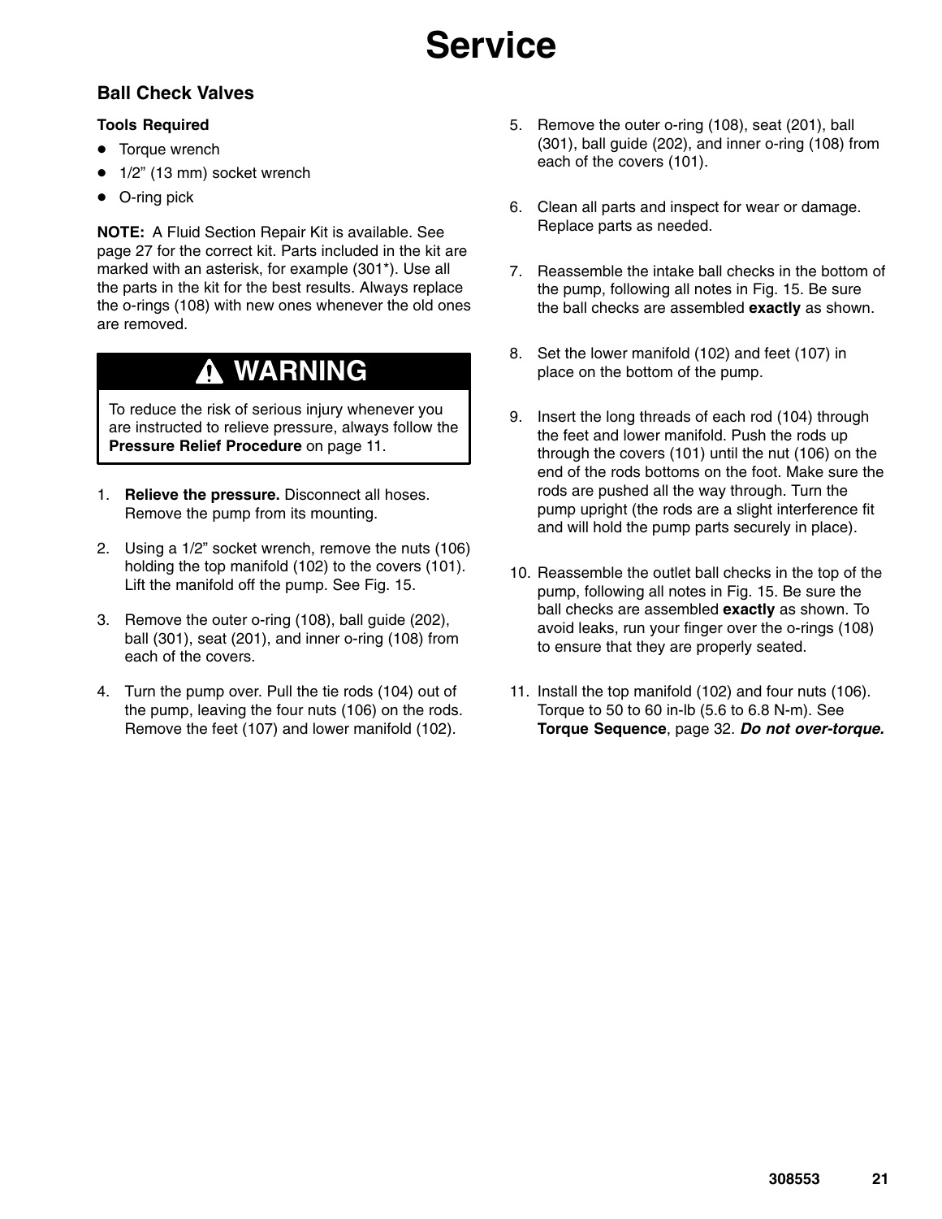# Service

## Ball Check Valves

**Tools Required**

- Torque wrench
- 1/2" (13 mm) socket wrench
- O-ring pick

**NOTE:** A Fluid Section Repair Kit is available. See page 27 for the correct kit. Parts included in the kit are marked with an asterisk, for example (301*). Use all the parts in the kit for the best results. Always replace the o-rings (108) with new ones whenever the old ones are removed.

> **⚠ WARNING**
>
> To reduce the risk of serious injury whenever you are instructed to relieve pressure, always follow the **Pressure Relief Procedure** on page 11.

1. **Relieve the pressure.** Disconnect all hoses. Remove the pump from its mounting.
2. Using a 1/2" socket wrench, remove the nuts (106) holding the top manifold (102) to the covers (101). Lift the manifold off the pump. See Fig. 15.
3. Remove the outer o-ring (108), ball guide (202), ball (301), seat (201), and inner o-ring (108) from each of the covers.
4. Turn the pump over. Pull the tie rods (104) out of the pump, leaving the four nuts (106) on the rods. Remove the feet (107) and lower manifold (102).
5. Remove the outer o-ring (108), seat (201), ball (301), ball guide (202), and inner o-ring (108) from each of the covers (101).
6. Clean all parts and inspect for wear or damage. Replace parts as needed.
7. Reassemble the intake ball checks in the bottom of the pump, following all notes in Fig. 15. Be sure the ball checks are assembled **exactly** as shown.
8. Set the lower manifold (102) and feet (107) in place on the bottom of the pump.
9. Insert the long threads of each rod (104) through the feet and lower manifold. Push the rods up through the covers (101) until the nut (106) on the end of the rods bottoms on the foot. Make sure the rods are pushed all the way through. Turn the pump upright (the rods are a slight interference fit and will hold the pump parts securely in place).
10. Reassemble the outlet ball checks in the top of the pump, following all notes in Fig. 15. Be sure the ball checks are assembled **exactly** as shown. To avoid leaks, run your finger over the o-rings (108) to ensure that they are properly seated.
11. Install the top manifold (102) and four nuts (106). Torque to 50 to 60 in-lb (5.6 to 6.8 N-m). See **Torque Sequence**, page 32. ***Do not over-torque.***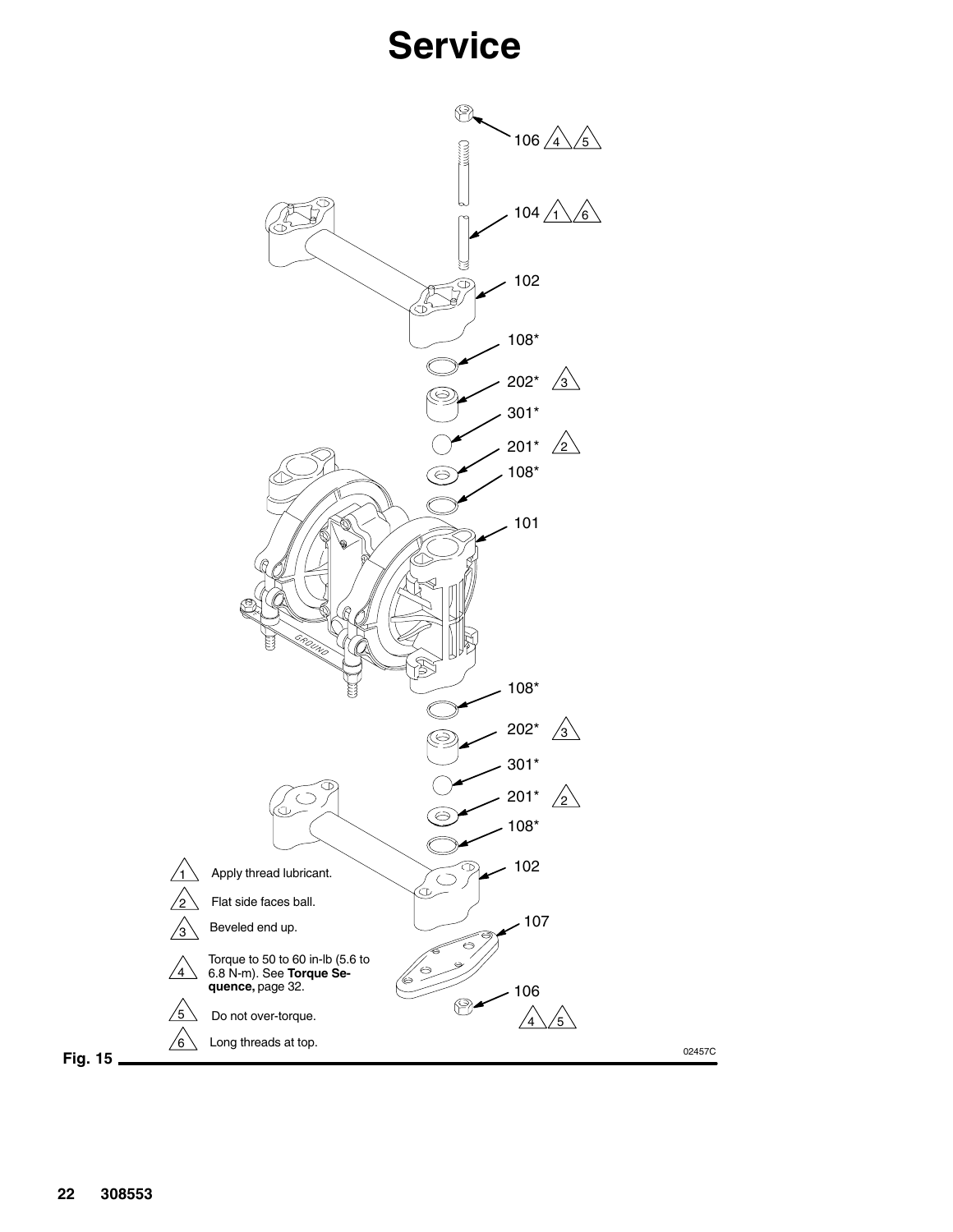# Service

106 4 5

104 1 6

102

108*

202* 3

301*

201* 2

108*

101

108*

202* 3

301*

201* 2

108*

102

107

106 4 5

1. Apply thread lubricant.
2. Flat side faces ball.
3. Beveled end up.
4. Torque to 50 to 60 in-lb (5.6 to 6.8 N-m). See **Torque Sequence,** page 32.
5. Do not over-torque.
6. Long threads at top.

02457C

**Fig. 15**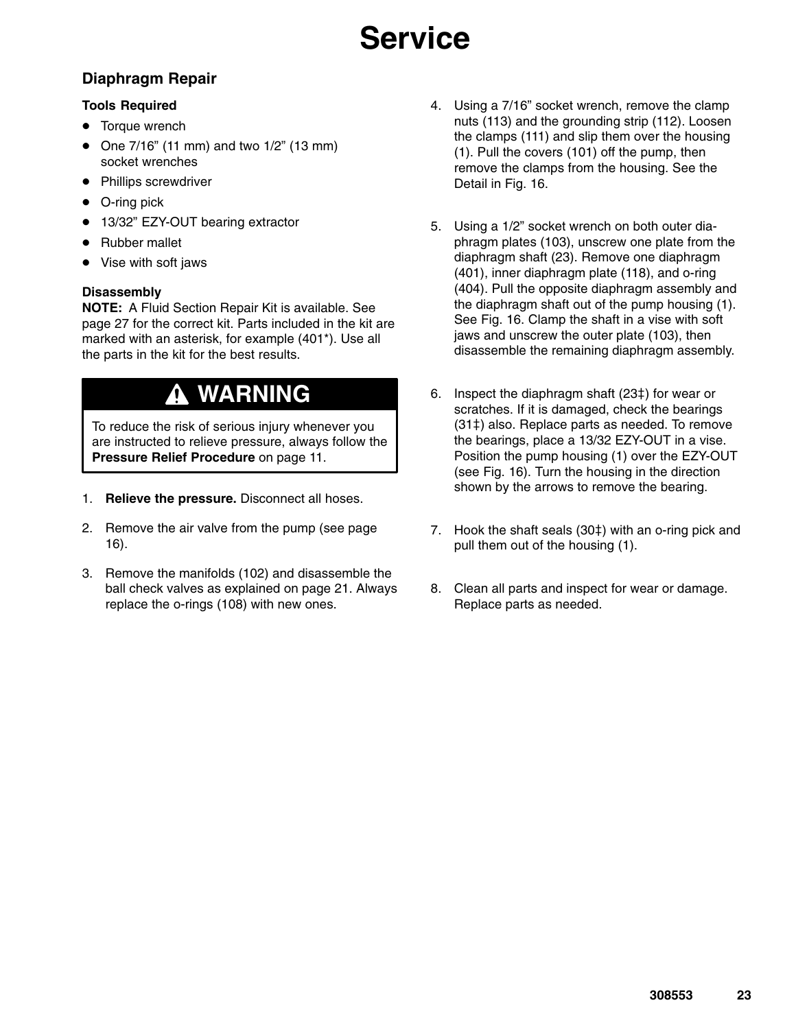# Service

## Diapragm Repair

### Tools Required

- Torque wrench
- One 7/16" (11 mm) and two 1/2" (13 mm) socket wrenches
- Phillips screwdriver
- O-ring pick
- 13/32" EZY-OUT bearing extractor
- Rubber mallet
- Vise with soft jaws

### Disassembly

**NOTE:** A Fluid Section Repair Kit is available. See page 27 for the correct kit. Parts included in the kit are marked with an asterisk, for example (401*). Use all the parts in the kit for the best results.

> **⚠ WARNING**
>
> To reduce the risk of serious injury whenever you are instructed to relieve pressure, always follow the **Pressure Relief Procedure** on page 11.

1. **Relieve the pressure.** Disconnect all hoses.
2. Remove the air valve from the pump (see page 16).
3. Remove the manifolds (102) and disassemble the ball check valves as explained on page 21. Always replace the o-rings (108) with new ones.
4. Using a 7/16" socket wrench, remove the clamp nuts (113) and the grounding strip (112). Loosen the clamps (111) and slip them over the housing (1). Pull the covers (101) off the pump, then remove the clamps from the housing. See the Detail in Fig. 16.
5. Using a 1/2" socket wrench on both outer diaphragm plates (103), unscrew one plate from the diaphragm shaft (23). Remove one diaphragm (401), inner diaphragm plate (118), and o-ring (404). Pull the opposite diaphragm assembly and the diaphragm shaft out of the pump housing (1). See Fig. 16. Clamp the shaft in a vise with soft jaws and unscrew the outer plate (103), then disassemble the remaining diaphragm assembly.
6. Inspect the diaphragm shaft (23‡) for wear or scratches. If it is damaged, check the bearings (31‡) also. Replace parts as needed. To remove the bearings, place a 13/32 EZY-OUT in a vise. Position the pump housing (1) over the EZY-OUT (see Fig. 16). Turn the housing in the direction shown by the arrows to remove the bearing.
7. Hook the shaft seals (30‡) with an o-ring pick and pull them out of the housing (1).
8. Clean all parts and inspect for wear or damage. Replace parts as needed.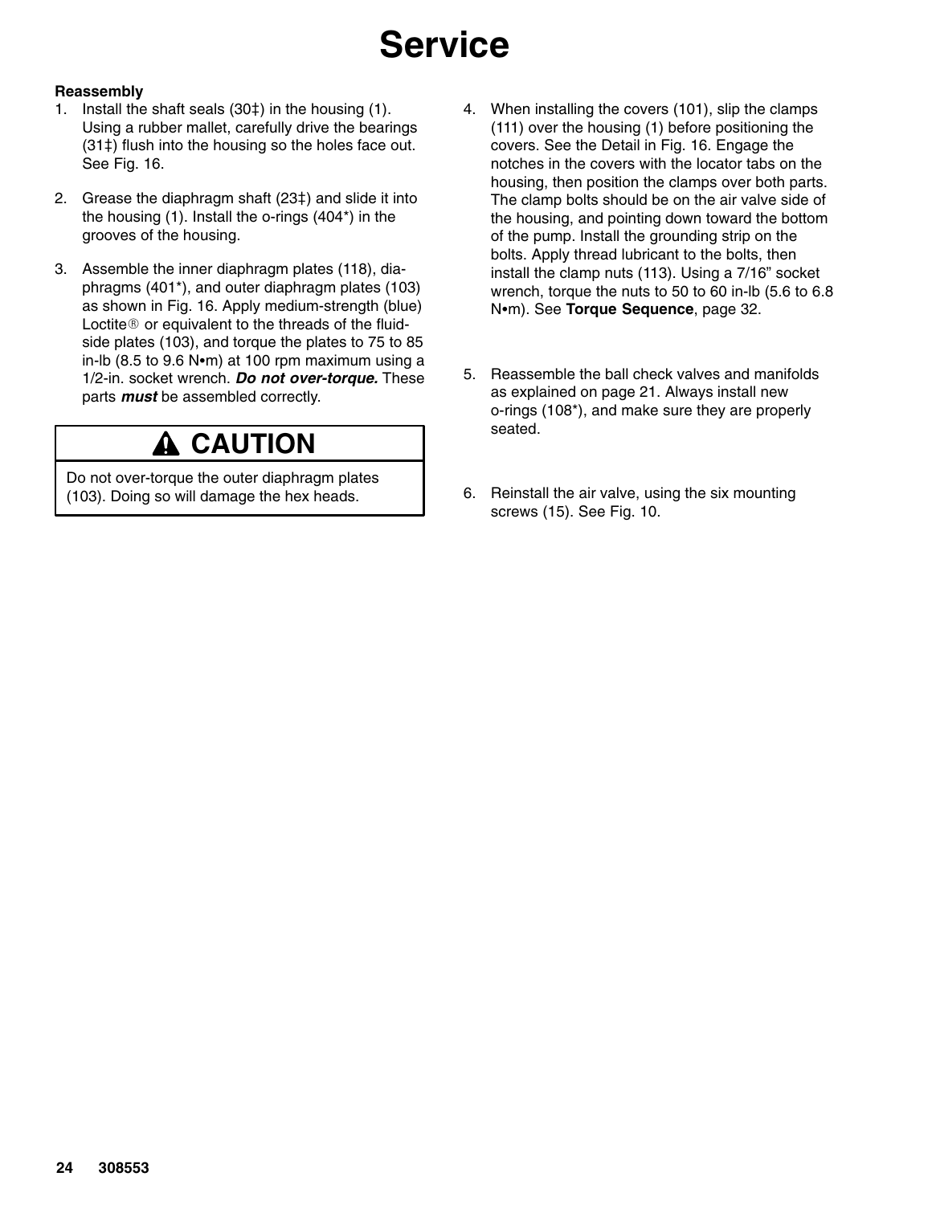# Service

**Reassembly**

1. Install the shaft seals (30‡) in the housing (1). Using a rubber mallet, carefully drive the bearings (31‡) flush into the housing so the holes face out. See Fig. 16.

2. Grease the diaphragm shaft (23‡) and slide it into the housing (1). Install the o-rings (404*) in the grooves of the housing.

3. Assemble the inner diaphragm plates (118), diaphragms (401*), and outer diaphragm plates (103) as shown in Fig. 16. Apply medium-strength (blue) Loctite® or equivalent to the threads of the fluid-side plates (103), and torque the plates to 75 to 85 in-lb (8.5 to 9.6 N•m) at 100 rpm maximum using a 1/2-in. socket wrench. ***Do not over-torque.*** These parts ***must*** be assembled correctly.

> **⚠ CAUTION**
>
> Do not over-torque the outer diaphragm plates (103). Doing so will damage the hex heads.

4. When installing the covers (101), slip the clamps (111) over the housing (1) before positioning the covers. See the Detail in Fig. 16. Engage the notches in the covers with the locator tabs on the housing, then position the clamps over both parts. The clamp bolts should be on the air valve side of the housing, and pointing down toward the bottom of the pump. Install the grounding strip on the bolts. Apply thread lubricant to the bolts, then install the clamp nuts (113). Using a 7/16" socket wrench, torque the nuts to 50 to 60 in-lb (5.6 to 6.8 N•m). See **Torque Sequence**, page 32.

5. Reassemble the ball check valves and manifolds as explained on page 21. Always install new o-rings (108*), and make sure they are properly seated.

6. Reinstall the air valve, using the six mounting screws (15). See Fig. 10.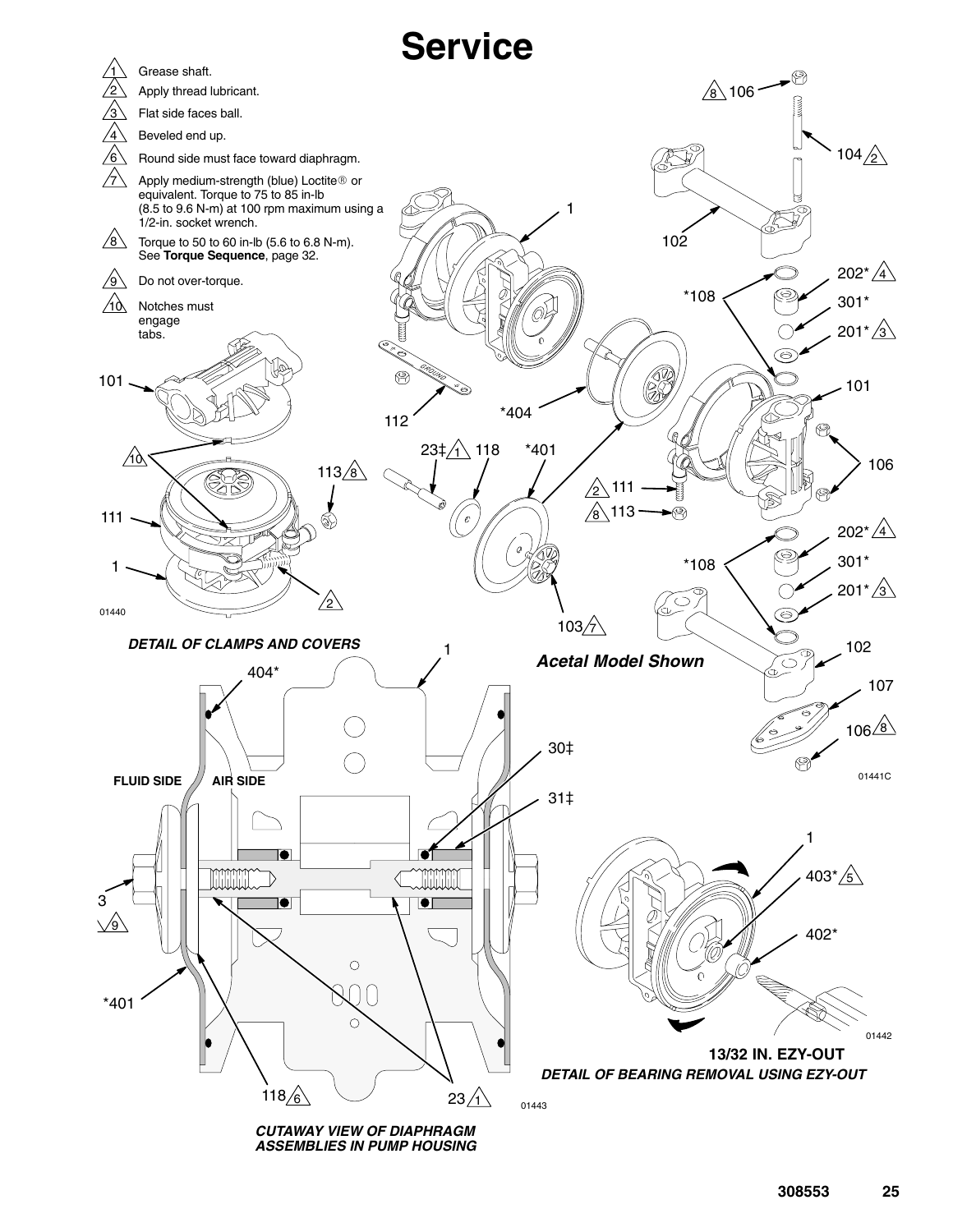# Service

1. Grease shaft.
2. Apply thread lubricant.
3. Flat side faces ball.
4. Beveled end up.
6. Round side must face toward diaphragm.
7. Apply medium-strength (blue) Loctite® or equivalent. Torque to 75 to 85 in-lb (8.5 to 9.6 N-m) at 100 rpm maximum using a 1/2-in. socket wrench.
8. Torque to 50 to 60 in-lb (5.6 to 6.8 N-m). See **Torque Sequence**, page 32.
9. Do not over-torque.
10. Notches must engage tabs.

***DETAIL OF CLAMPS AND COVERS***

***Acetal Model Shown***

***CUTAWAY VIEW OF DIAPHRAGM ASSEMBLIES IN PUMP HOUSING***

**13/32 IN. EZY-OUT**

***DETAIL OF BEARING REMOVAL USING EZY-OUT***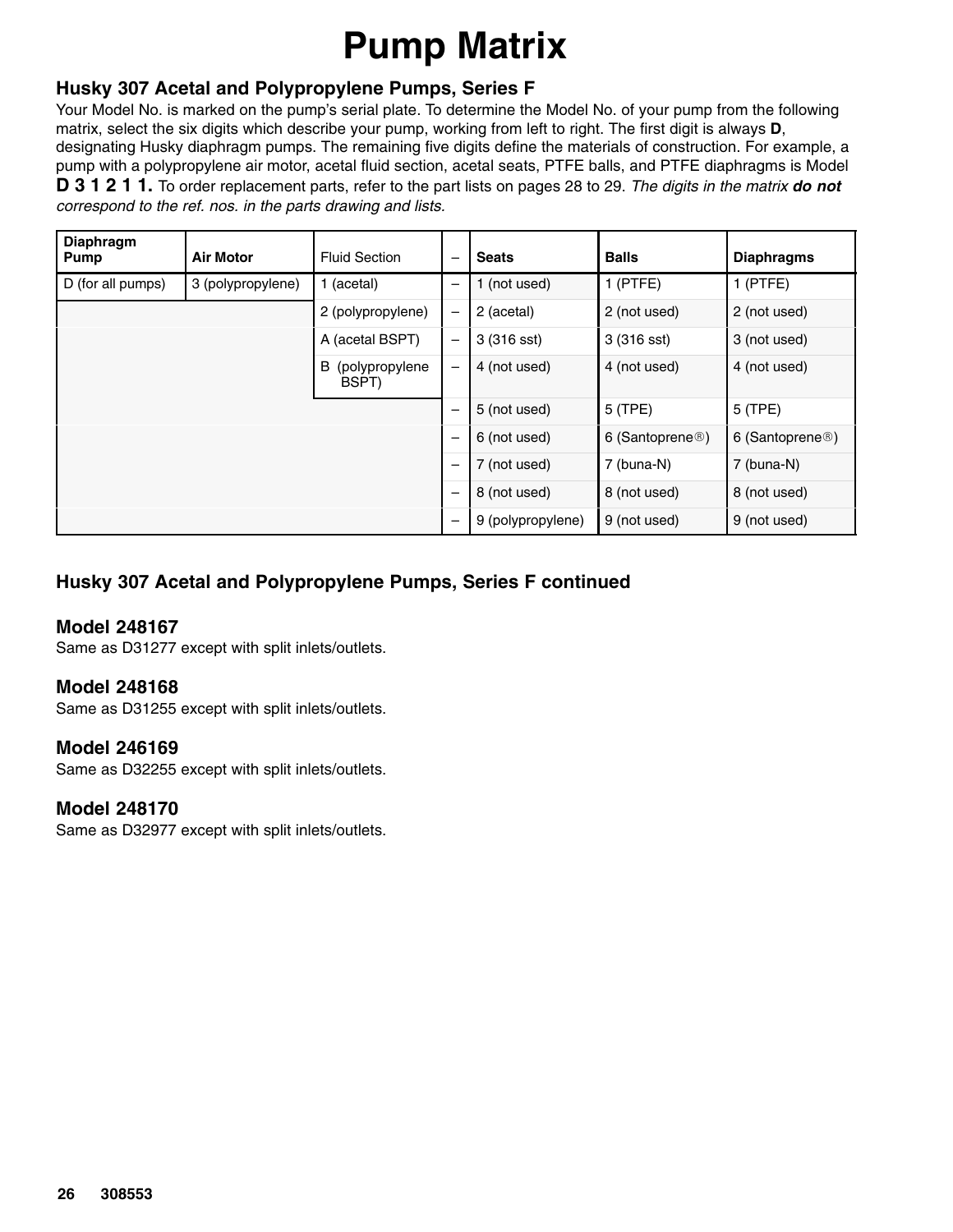# Pump Matrix

## Husky 307 Acetal and Polypropylene Pumps, Series F

Your Model No. is marked on the pump's serial plate. To determine the Model No. of your pump from the following matrix, select the six digits which describe your pump, working from left to right. The first digit is always **D**, designating Husky diaphragm pumps. The remaining five digits define the materials of construction. For example, a pump with a polypropylene air motor, acetal fluid section, acetal seats, PTFE balls, and PTFE diaphragms is Model **D 3 1 2 1 1.** To order replacement parts, refer to the part lists on pages 28 to 29. *The digits in the matrix* ***do not*** *correspond to the ref. nos. in the parts drawing and lists.*

| Diaphragm Pump | Air Motor | Fluid Section | – | Seats | Balls | Diaphragms |
|---|---|---|---|---|---|---|
| D (for all pumps) | 3 (polypropylene) | 1 (acetal) | – | 1 (not used) | 1 (PTFE) | 1 (PTFE) |
| | | 2 (polypropylene) | – | 2 (acetal) | 2 (not used) | 2 (not used) |
| | | A (acetal BSPT) | – | 3 (316 sst) | 3 (316 sst) | 3 (not used) |
| | | B (polypropylene BSPT) | – | 4 (not used) | 4 (not used) | 4 (not used) |
| | | | – | 5 (not used) | 5 (TPE) | 5 (TPE) |
| | | | – | 6 (not used) | 6 (Santoprene®) | 6 (Santoprene®) |
| | | | – | 7 (not used) | 7 (buna-N) | 7 (buna-N) |
| | | | – | 8 (not used) | 8 (not used) | 8 (not used) |
| | | | – | 9 (polypropylene) | 9 (not used) | 9 (not used) |

## Husky 307 Acetal and Polypropylene Pumps, Series F continued

### Model 248167

Same as D31277 except with split inlets/outlets.

### Model 248168

Same as D31255 except with split inlets/outlets.

### Model 246169

Same as D32255 except with split inlets/outlets.

### Model 248170

Same as D32977 except with split inlets/outlets.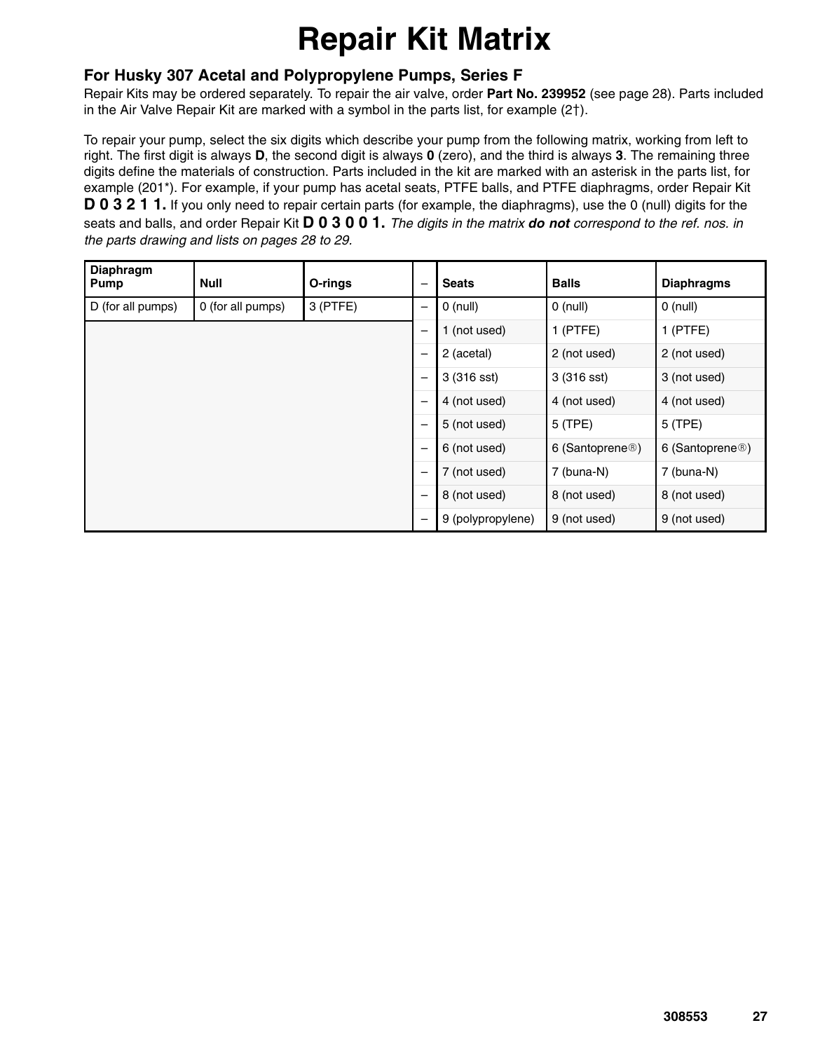# Repair Kit Matrix

### For Husky 307 Acetal and Polypropylene Pumps, Series F

Repair Kits may be ordered separately. To repair the air valve, order **Part No. 239952** (see page 28). Parts included in the Air Valve Repair Kit are marked with a symbol in the parts list, for example (2†).

To repair your pump, select the six digits which describe your pump from the following matrix, working from left to right. The first digit is always **D**, the second digit is always **0** (zero), and the third is always **3**. The remaining three digits define the materials of construction. Parts included in the kit are marked with an asterisk in the parts list, for example (201*). For example, if your pump has acetal seats, PTFE balls, and PTFE diaphragms, order Repair Kit **D 0 3 2 1 1.** If you only need to repair certain parts (for example, the diaphragms), use the 0 (null) digits for the seats and balls, and order Repair Kit **D 0 3 0 0 1.** *The digits in the matrix **do not** correspond to the ref. nos. in the parts drawing and lists on pages 28 to 29*.

| Diaphragm Pump | Null | O-rings | – | Seats | Balls | Diaphragms |
|---|---|---|---|---|---|---|
| D (for all pumps) | 0 (for all pumps) | 3 (PTFE) | – | 0 (null) | 0 (null) | 0 (null) |
| | | | – | 1 (not used) | 1 (PTFE) | 1 (PTFE) |
| | | | – | 2 (acetal) | 2 (not used) | 2 (not used) |
| | | | – | 3 (316 sst) | 3 (316 sst) | 3 (not used) |
| | | | – | 4 (not used) | 4 (not used) | 4 (not used) |
| | | | – | 5 (not used) | 5 (TPE) | 5 (TPE) |
| | | | – | 6 (not used) | 6 (Santoprene®) | 6 (Santoprene®) |
| | | | – | 7 (not used) | 7 (buna-N) | 7 (buna-N) |
| | | | – | 8 (not used) | 8 (not used) | 8 (not used) |
| | | | – | 9 (polypropylene) | 9 (not used) | 9 (not used) |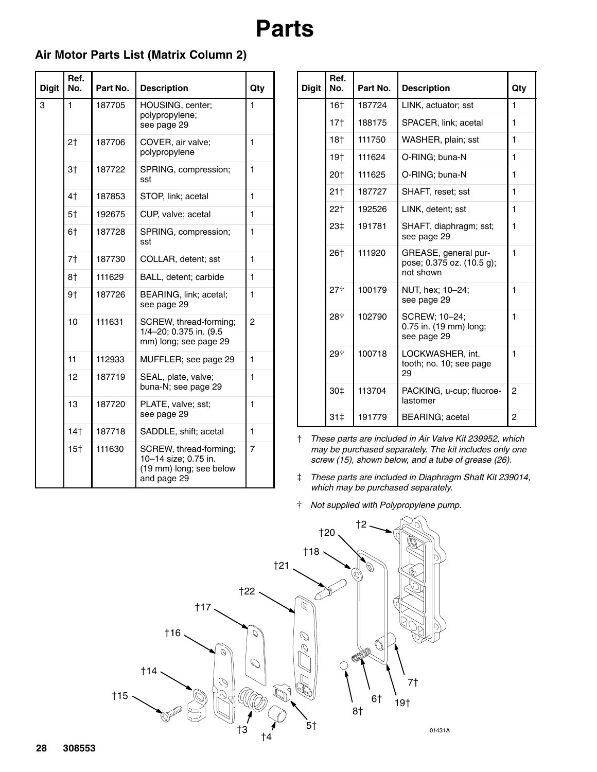# Parts

## Air Motor Parts List (Matrix Column 2)

| Digit | Ref. No. | Part No. | Description | Qty |
|---|---|---|---|---|
| 3 | 1 | 187705 | HOUSING, center; polypropylene; see page 29 | 1 |
| | 2† | 187706 | COVER, air valve; polypropylene | 1 |
| | 3† | 187722 | SPRING, compression; sst | 1 |
| | 4† | 187853 | STOP, link; acetal | 1 |
| | 5† | 192675 | CUP, valve; acetal | 1 |
| | 6† | 187728 | SPRING, compression; sst | 1 |
| | 7† | 187730 | COLLAR, detent; sst | 1 |
| | 8† | 111629 | BALL, detent; carbide | 1 |
| | 9† | 187726 | BEARING, link; acetal; see page 29 | 1 |
| | 10 | 111631 | SCREW, thread-forming; 1/4–20; 0.375 in. (9.5 mm) long; see page 29 | 2 |
| | 11 | 112933 | MUFFLER; see page 29 | 1 |
| | 12 | 187719 | SEAL, plate, valve; buna-N; see page 29 | 1 |
| | 13 | 187720 | PLATE, valve; sst; see page 29 | 1 |
| | 14† | 187718 | SADDLE, shift; acetal | 1 |
| | 15† | 111630 | SCREW, thread-forming; 10–14 size; 0.75 in. (19 mm) long; see below and page 29 | 7 |
| | 16† | 187724 | LINK, actuator; sst | 1 |
| | 17† | 188175 | SPACER, link; acetal | 1 |
| | 18† | 111750 | WASHER, plain; sst | 1 |
| | 19† | 111624 | O-RING; buna-N | 1 |
| | 20† | 111625 | O-RING; buna-N | 1 |
| | 21† | 187727 | SHAFT, reset; sst | 1 |
| | 22† | 192526 | LINK, detent; sst | 1 |
| | 23‡ | 191781 | SHAFT, diaphragm; sst; see page 29 | 1 |
| | 26† | 111920 | GREASE, general purpose; 0.375 oz. (10.5 g); not shown | 1 |
| | 27☨ | 100179 | NUT, hex; 10–24; see page 29 | 1 |
| | 28☨ | 102790 | SCREW; 10–24; 0.75 in. (19 mm) long; see page 29 | 1 |
| | 29☨ | 100718 | LOCKWASHER, int. tooth; no. 10; see page 29 | 1 |
| | 30‡ | 113704 | PACKING, u-cup; fluoroelastomer | 2 |
| | 31‡ | 191779 | BEARING; acetal | 2 |

† *These parts are included in Air Valve Kit 239952, which may be purchased separately. The kit includes only one screw (15), shown below, and a tube of grease (26).*

‡ *These parts are included in Diaphragm Shaft Kit 239014, which may be purchased separately.*

☨ *Not supplied with Polypropylene pump.*

01431A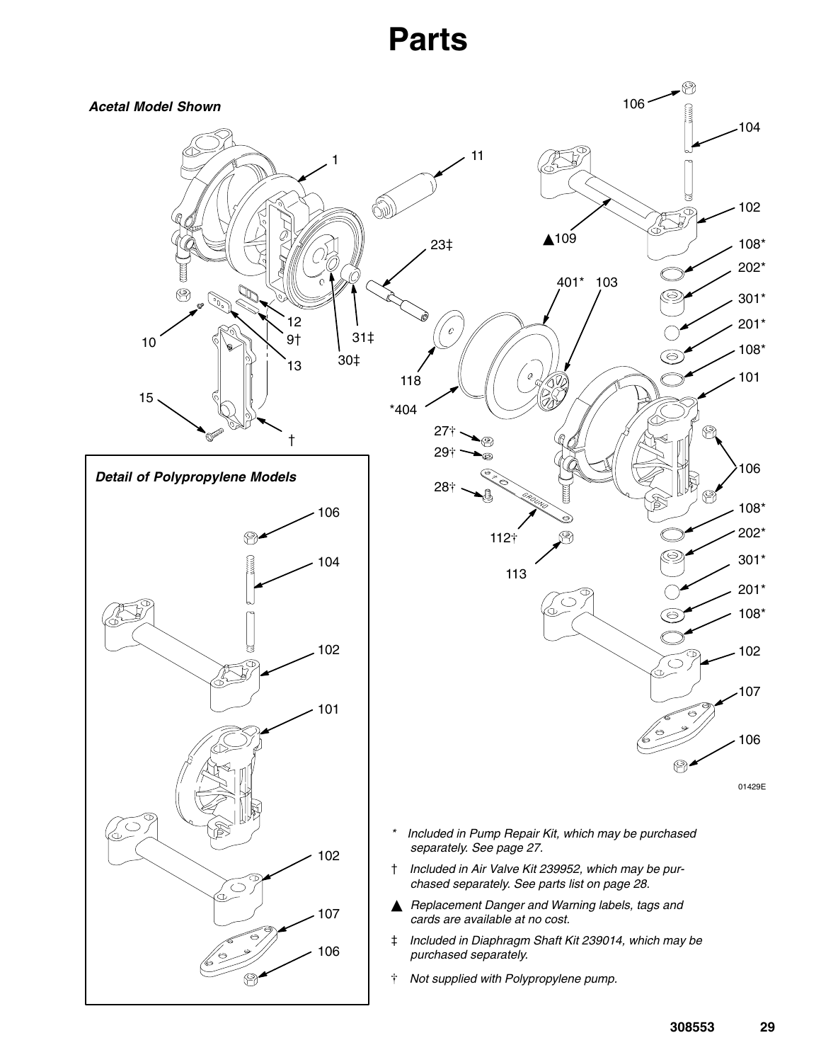# Parts

*Acetal Model Shown*

*Detail of Polypropylene Models*

01429E

- \* Included in Pump Repair Kit, which may be purchased separately. See page 27.
- † Included in Air Valve Kit 239952, which may be purchased separately. See parts list on page 28.
- ▲ Replacement Danger and Warning labels, tags and cards are available at no cost.
- ‡ Included in Diaphragm Shaft Kit 239014, which may be purchased separately.
- † Not supplied with Polypropylene pump.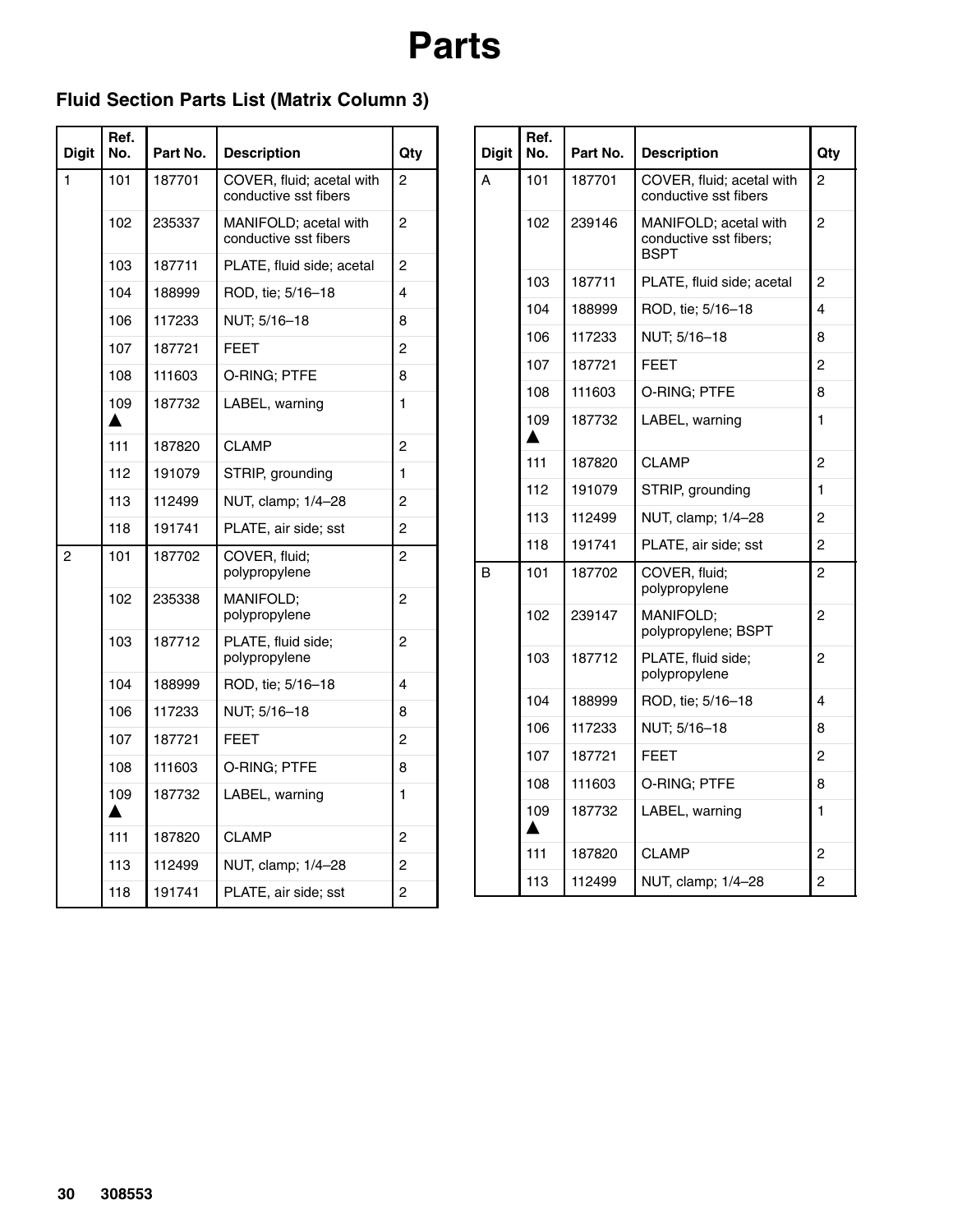# Parts

## Fluid Section Parts List (Matrix Column 3)

| Digit | Ref. No. | Part No. | Description | Qty |
|---|---|---|---|---|
| 1 | 101 | 187701 | COVER, fluid; acetal with conductive sst fibers | 2 |
| | 102 | 235337 | MANIFOLD; acetal with conductive sst fibers | 2 |
| | 103 | 187711 | PLATE, fluid side; acetal | 2 |
| | 104 | 188999 | ROD, tie; 5/16–18 | 4 |
| | 106 | 117233 | NUT; 5/16–18 | 8 |
| | 107 | 187721 | FEET | 2 |
| | 108 | 111603 | O-RING; PTFE | 8 |
| | 109 ▲ | 187732 | LABEL, warning | 1 |
| | 111 | 187820 | CLAMP | 2 |
| | 112 | 191079 | STRIP, grounding | 1 |
| | 113 | 112499 | NUT, clamp; 1/4–28 | 2 |
| | 118 | 191741 | PLATE, air side; sst | 2 |
| 2 | 101 | 187702 | COVER, fluid; polypropylene | 2 |
| | 102 | 235338 | MANIFOLD; polypropylene | 2 |
| | 103 | 187712 | PLATE, fluid side; polypropylene | 2 |
| | 104 | 188999 | ROD, tie; 5/16–18 | 4 |
| | 106 | 117233 | NUT; 5/16–18 | 8 |
| | 107 | 187721 | FEET | 2 |
| | 108 | 111603 | O-RING; PTFE | 8 |
| | 109 ▲ | 187732 | LABEL, warning | 1 |
| | 111 | 187820 | CLAMP | 2 |
| | 113 | 112499 | NUT, clamp; 1/4–28 | 2 |
| | 118 | 191741 | PLATE, air side; sst | 2 |

| Digit | Ref. No. | Part No. | Description | Qty |
|---|---|---|---|---|
| A | 101 | 187701 | COVER, fluid; acetal with conductive sst fibers | 2 |
| | 102 | 239146 | MANIFOLD; acetal with conductive sst fibers; BSPT | 2 |
| | 103 | 187711 | PLATE, fluid side; acetal | 2 |
| | 104 | 188999 | ROD, tie; 5/16–18 | 4 |
| | 106 | 117233 | NUT; 5/16–18 | 8 |
| | 107 | 187721 | FEET | 2 |
| | 108 | 111603 | O-RING; PTFE | 8 |
| | 109 ▲ | 187732 | LABEL, warning | 1 |
| | 111 | 187820 | CLAMP | 2 |
| | 112 | 191079 | STRIP, grounding | 1 |
| | 113 | 112499 | NUT, clamp; 1/4–28 | 2 |
| | 118 | 191741 | PLATE, air side; sst | 2 |
| B | 101 | 187702 | COVER, fluid; polypropylene | 2 |
| | 102 | 239147 | MANIFOLD; polypropylene; BSPT | 2 |
| | 103 | 187712 | PLATE, fluid side; polypropylene | 2 |
| | 104 | 188999 | ROD, tie; 5/16–18 | 4 |
| | 106 | 117233 | NUT; 5/16–18 | 8 |
| | 107 | 187721 | FEET | 2 |
| | 108 | 111603 | O-RING; PTFE | 8 |
| | 109 ▲ | 187732 | LABEL, warning | 1 |
| | 111 | 187820 | CLAMP | 2 |
| | 113 | 112499 | NUT, clamp; 1/4–28 | 2 |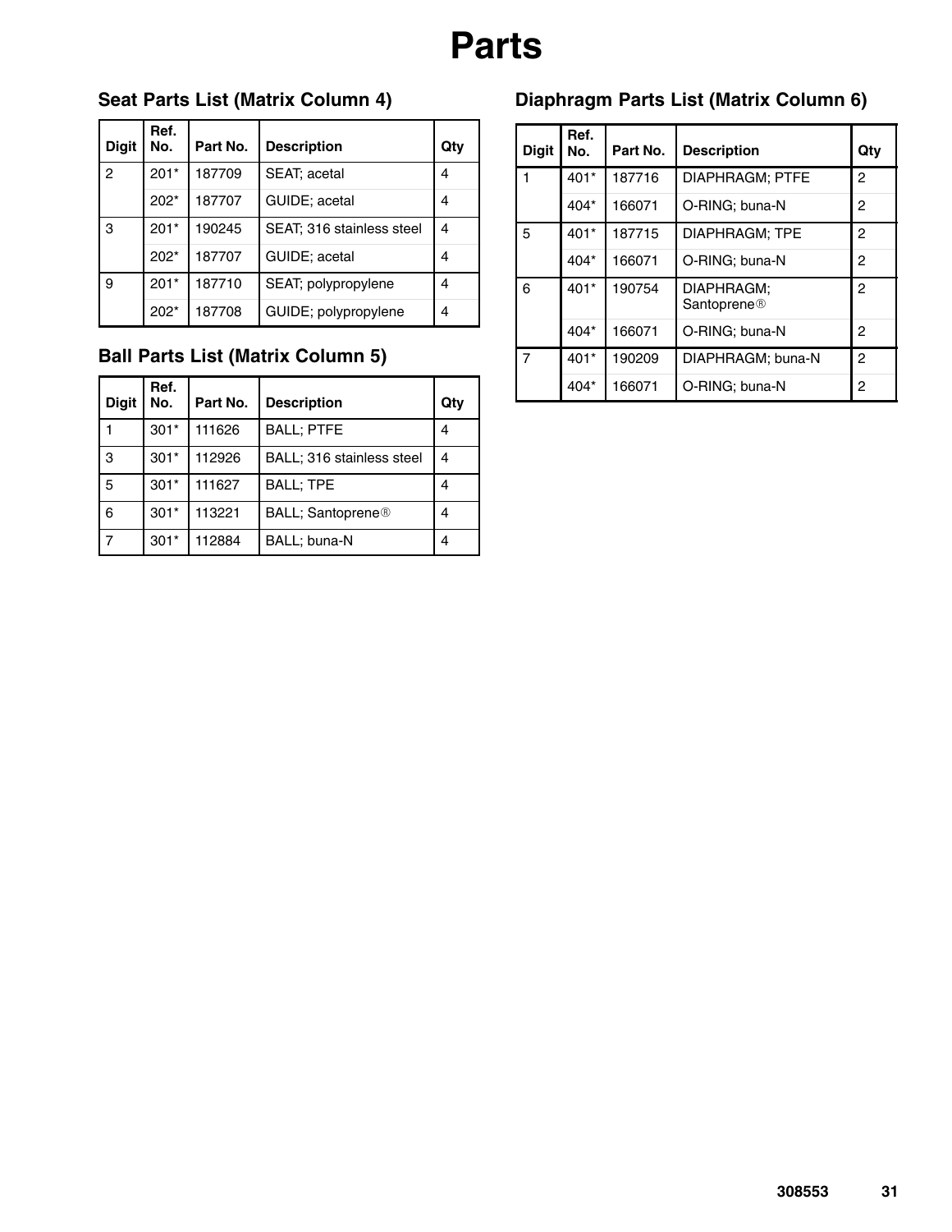# Parts

## Seat Parts List (Matrix Column 4)

| Digit | Ref. No. | Part No. | Description | Qty |
|---|---|---|---|---|
| 2 | 201* | 187709 | SEAT; acetal | 4 |
| | 202* | 187707 | GUIDE; acetal | 4 |
| 3 | 201* | 190245 | SEAT; 316 stainless steel | 4 |
| | 202* | 187707 | GUIDE; acetal | 4 |
| 9 | 201* | 187710 | SEAT; polypropylene | 4 |
| | 202* | 187708 | GUIDE; polypropylene | 4 |

## Ball Parts List (Matrix Column 5)

| Digit | Ref. No. | Part No. | Description | Qty |
|---|---|---|---|---|
| 1 | 301* | 111626 | BALL; PTFE | 4 |
| 3 | 301* | 112926 | BALL; 316 stainless steel | 4 |
| 5 | 301* | 111627 | BALL; TPE | 4 |
| 6 | 301* | 113221 | BALL; Santoprene® | 4 |
| 7 | 301* | 112884 | BALL; buna-N | 4 |

## Diaphragm Parts List (Matrix Column 6)

| Digit | Ref. No. | Part No. | Description | Qty |
|---|---|---|---|---|
| 1 | 401* | 187716 | DIAPHRAGM; PTFE | 2 |
| | 404* | 166071 | O-RING; buna-N | 2 |
| 5 | 401* | 187715 | DIAPHRAGM; TPE | 2 |
| | 404* | 166071 | O-RING; buna-N | 2 |
| 6 | 401* | 190754 | DIAPHRAGM; Santoprene® | 2 |
| | 404* | 166071 | O-RING; buna-N | 2 |
| 7 | 401* | 190209 | DIAPHRAGM; buna-N | 2 |
| | 404* | 166071 | O-RING; buna-N | 2 |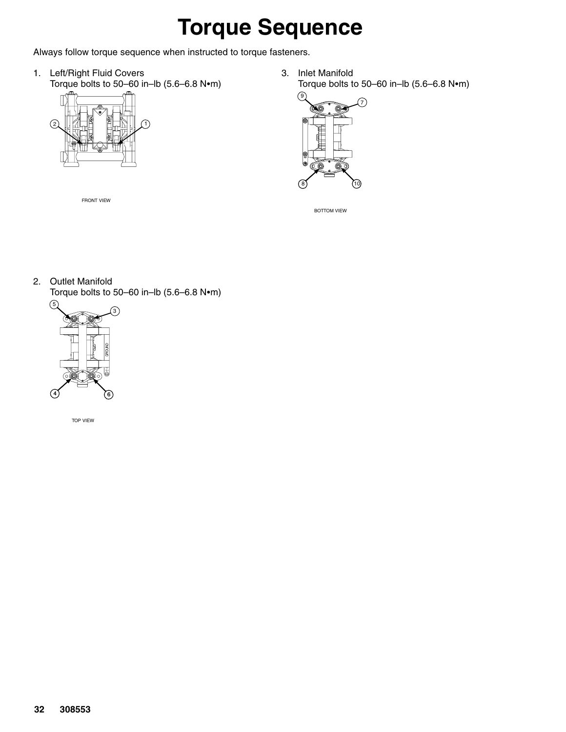# Torque Sequence

Always follow torque sequence when instructed to torque fasteners.

1. Left/Right Fluid Covers
   Torque bolts to 50–60 in–lb (5.6–6.8 N•m)

   FRONT VIEW

2. Outlet Manifold
   Torque bolts to 50–60 in–lb (5.6–6.8 N•m)

   TOP VIEW

3. Inlet Manifold
   Torque bolts to 50–60 in–lb (5.6–6.8 N•m)

   BOTTOM VIEW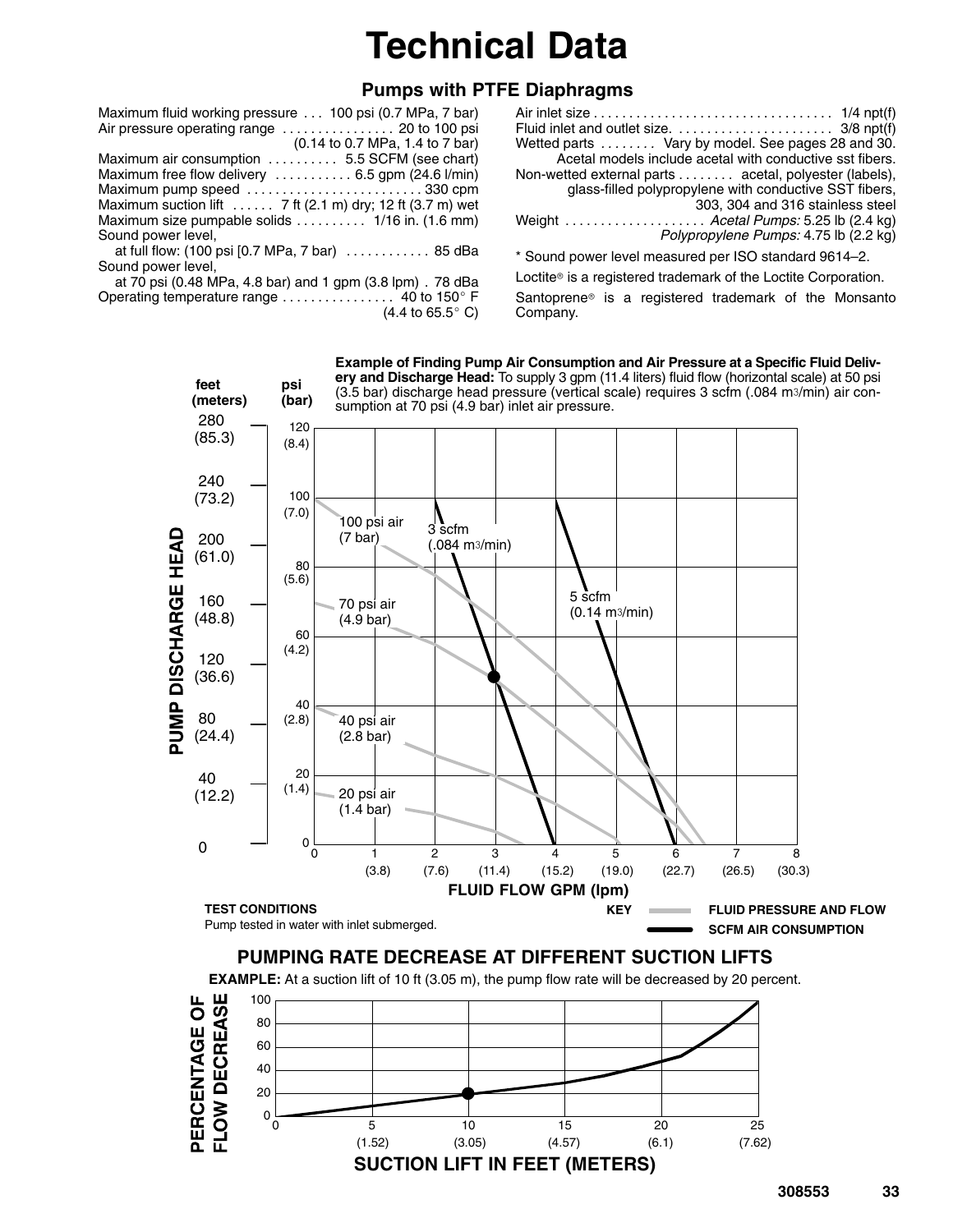# Technical Data

## Pumps with PTFE Diaphragms

Maximum fluid working pressure . . . 100 psi (0.7 MPa, 7 bar)
Air pressure operating range . . . . . . . . . . . . . . . . 20 to 100 psi (0.14 to 0.7 MPa, 1.4 to 7 bar)
Maximum air consumption . . . . . . . . . . 5.5 SCFM (see chart)
Maximum free flow delivery . . . . . . . . . . . 6.5 gpm (24.6 l/min)
Maximum pump speed . . . . . . . . . . . . . . . . . . . . . . . . . 330 cpm
Maximum suction lift . . . . . . 7 ft (2.1 m) dry; 12 ft (3.7 m) wet
Maximum size pumpable solids . . . . . . . . . . 1/16 in. (1.6 mm)
Sound power level,
at full flow: (100 psi [0.7 MPa, 7 bar) . . . . . . . . . . . . 85 dBa
Sound power level,
at 70 psi (0.48 MPa, 4.8 bar) and 1 gpm (3.8 lpm) . 78 dBa
Operating temperature range . . . . . . . . . . . . . . . . 40 to 150° F (4.4 to 65.5° C)

Air inlet size . . . . . . . . . . . . . . . . . . . . . . . . . . . . . . . . . . 1/4 npt(f)
Fluid inlet and outlet size. . . . . . . . . . . . . . . . . . . . . . . 3/8 npt(f)
Wetted parts . . . . . . . . Vary by model. See pages 28 and 30. Acetal models include acetal with conductive sst fibers.
Non-wetted external parts . . . . . . . . acetal, polyester (labels), glass-filled polypropylene with conductive SST fibers, 303, 304 and 316 stainless steel
Weight . . . . . . . . . . . . . . . . . . . . *Acetal Pumps:* 5.25 lb (2.4 kg)
*Polypropylene Pumps:* 4.75 lb (2.2 kg)

* Sound power level measured per ISO standard 9614–2.

Loctite® is a registered trademark of the Loctite Corporation.

Santoprene® is a registered trademark of the Monsanto Company.

**Example of Finding Pump Air Consumption and Air Pressure at a Specific Fluid Delivery and Discharge Head:** To supply 3 gpm (11.4 liters) fluid flow (horizontal scale) at 50 psi (3.5 bar) discharge head pressure (vertical scale) requires 3 scfm (.084 m3/min) air consumption at 70 psi (4.9 bar) inlet air pressure.

**TEST CONDITIONS**
Pump tested in water with inlet submerged.

**KEY**
FLUID PRESSURE AND FLOW
SCFM AIR CONSUMPTION

### PUMPING RATE DECREASE AT DIFFERENT SUCTION LIFTS

**EXAMPLE:** At a suction lift of 10 ft (3.05 m), the pump flow rate will be decreased by 20 percent.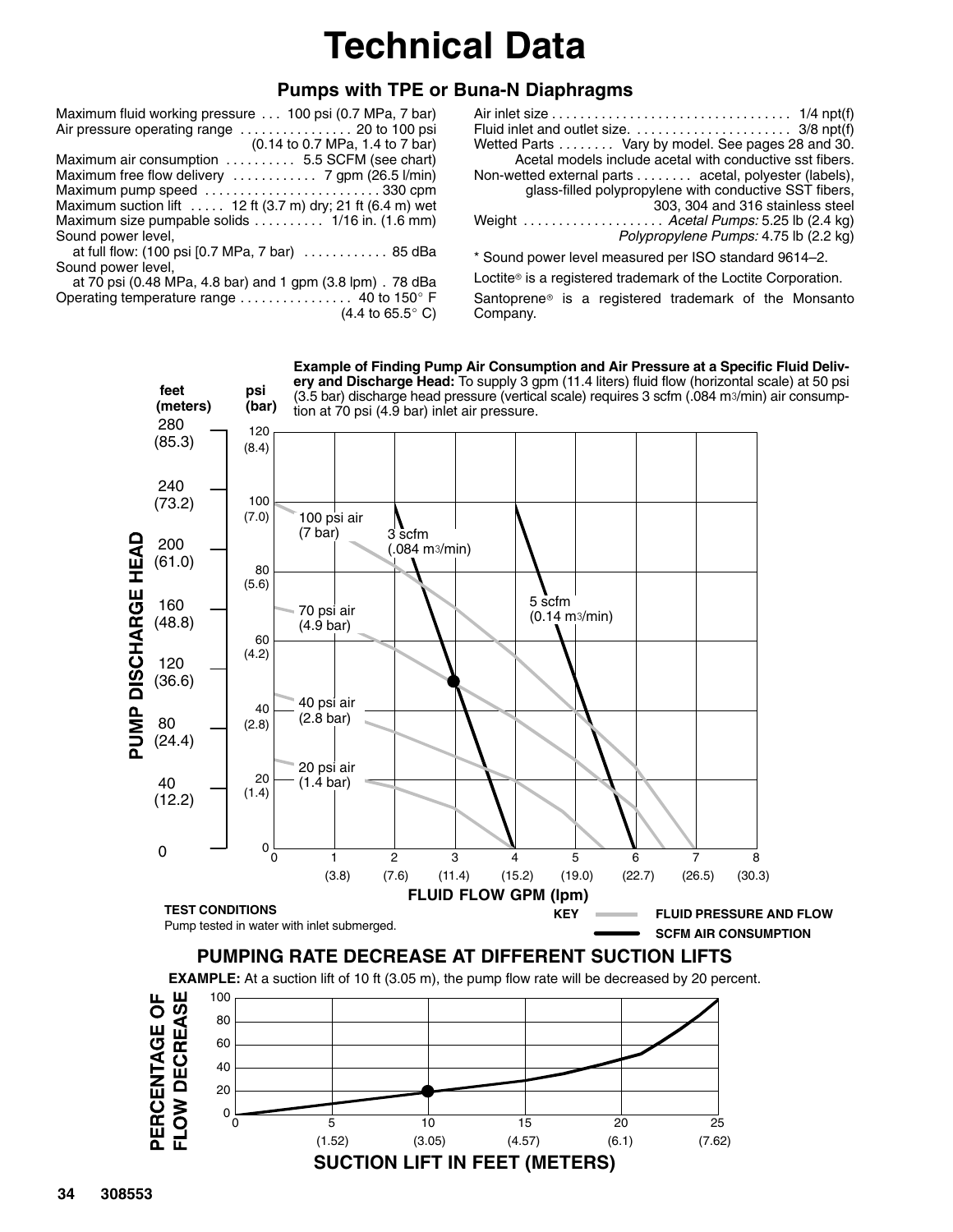# Technical Data

## Pumps with TPE or Buna-N Diaphragms

Maximum fluid working pressure . . . 100 psi (0.7 MPa, 7 bar)
Air pressure operating range . . . . . . . . . . . . . . . . 20 to 100 psi (0.14 to 0.7 MPa, 1.4 to 7 bar)
Maximum air consumption . . . . . . . . . . 5.5 SCFM (see chart)
Maximum free flow delivery . . . . . . . . . . . . 7 gpm (26.5 l/min)
Maximum pump speed . . . . . . . . . . . . . . . . . . . . . . . . . 330 cpm
Maximum suction lift . . . . . 12 ft (3.7 m) dry; 21 ft (6.4 m) wet
Maximum size pumpable solids . . . . . . . . . . 1/16 in. (1.6 mm)
Sound power level,
at full flow: (100 psi [0.7 MPa, 7 bar) . . . . . . . . . . . . 85 dBa
Sound power level,
at 70 psi (0.48 MPa, 4.8 bar) and 1 gpm (3.8 lpm) . 78 dBa
Operating temperature range . . . . . . . . . . . . . . . . 40 to 150° F (4.4 to 65.5° C)

Air inlet size . . . . . . . . . . . . . . . . . . . . . . . . . . . . . . . . . . 1/4 npt(f)
Fluid inlet and outlet size. . . . . . . . . . . . . . . . . . . . . . . 3/8 npt(f)
Wetted Parts . . . . . . . . Vary by model. See pages 28 and 30. Acetal models include acetal with conductive sst fibers.
Non-wetted external parts . . . . . . . . acetal, polyester (labels), glass-filled polypropylene with conductive SST fibers, 303, 304 and 316 stainless steel
Weight . . . . . . . . . . . . . . . . . . . . *Acetal Pumps:* 5.25 lb (2.4 kg)
*Polypropylene Pumps:* 4.75 lb (2.2 kg)

* Sound power level measured per ISO standard 9614–2.

Loctite® is a registered trademark of the Loctite Corporation.

Santoprene® is a registered trademark of the Monsanto Company.

**Example of Finding Pump Air Consumption and Air Pressure at a Specific Fluid Delivery and Discharge Head:** To supply 3 gpm (11.4 liters) fluid flow (horizontal scale) at 50 psi (3.5 bar) discharge head pressure (vertical scale) requires 3 scfm (.084 m3/min) air consumption at 70 psi (4.9 bar) inlet air pressure.

**TEST CONDITIONS**
Pump tested in water with inlet submerged.

KEY: FLUID PRESSURE AND FLOW (gray line); SCFM AIR CONSUMPTION (black line)

## PUMPING RATE DECREASE AT DIFFERENT SUCTION LIFTS

**EXAMPLE:** At a suction lift of 10 ft (3.05 m), the pump flow rate will be decreased by 20 percent.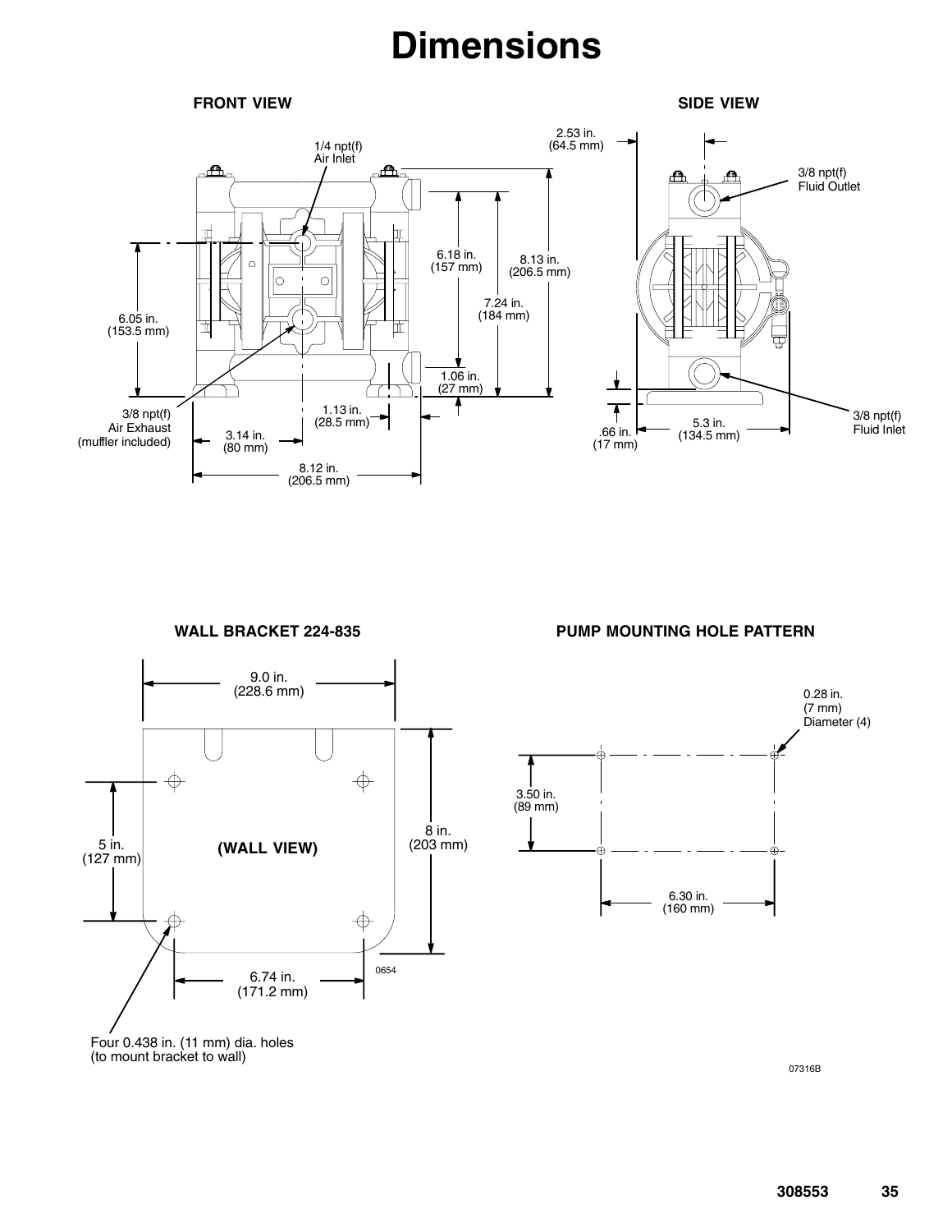# Dimensions

### FRONT VIEW

1/4 npt(f) Air Inlet

6.05 in. (153.5 mm)

3/8 npt(f) Air Exhaust (muffler included)

3.14 in. (80 mm)

1.13 in. (28.5 mm)

8.12 in. (206.5 mm)

6.18 in. (157 mm)

7.24 in. (184 mm)

8.13 in. (206.5 mm)

1.06 in. (27 mm)

### SIDE VIEW

2.53 in. (64.5 mm)

3/8 npt(f) Fluid Outlet

3/8 npt(f) Fluid Inlet

.66 in. (17 mm)

5.3 in. (134.5 mm)

### WALL BRACKET 224-835

9.0 in. (228.6 mm)

5 in. (127 mm)

(WALL VIEW)

8 in. (203 mm)

6.74 in. (171.2 mm)

0654

Four 0.438 in. (11 mm) dia. holes (to mount bracket to wall)

### PUMP MOUNTING HOLE PATTERN

0.28 in. (7 mm) Diameter (4)

3.50 in. (89 mm)

6.30 in. (160 mm)

07316B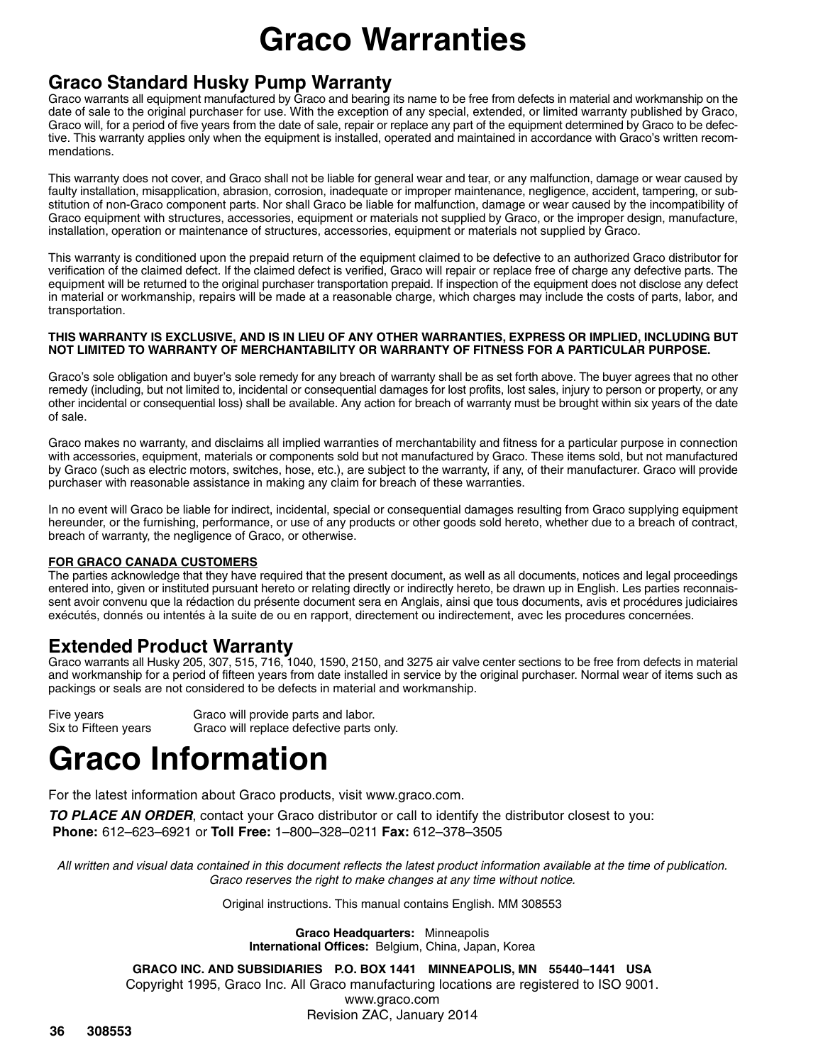# Graco Warranties

## Graco Standard Husky Pump Warranty

Graco warrants all equipment manufactured by Graco and bearing its name to be free from defects in material and workmanship on the date of sale to the original purchaser for use. With the exception of any special, extended, or limited warranty published by Graco, Graco will, for a period of five years from the date of sale, repair or replace any part of the equipment determined by Graco to be defective. This warranty applies only when the equipment is installed, operated and maintained in accordance with Graco's written recommendations.

This warranty does not cover, and Graco shall not be liable for general wear and tear, or any malfunction, damage or wear caused by faulty installation, misapplication, abrasion, corrosion, inadequate or improper maintenance, negligence, accident, tampering, or substitution of non-Graco component parts. Nor shall Graco be liable for malfunction, damage or wear caused by the incompatibility of Graco equipment with structures, accessories, equipment or materials not supplied by Graco, or the improper design, manufacture, installation, operation or maintenance of structures, accessories, equipment or materials not supplied by Graco.

This warranty is conditioned upon the prepaid return of the equipment claimed to be defective to an authorized Graco distributor for verification of the claimed defect. If the claimed defect is verified, Graco will repair or replace free of charge any defective parts. The equipment will be returned to the original purchaser transportation prepaid. If inspection of the equipment does not disclose any defect in material or workmanship, repairs will be made at a reasonable charge, which charges may include the costs of parts, labor, and transportation.

**THIS WARRANTY IS EXCLUSIVE, AND IS IN LIEU OF ANY OTHER WARRANTIES, EXPRESS OR IMPLIED, INCLUDING BUT NOT LIMITED TO WARRANTY OF MERCHANTABILITY OR WARRANTY OF FITNESS FOR A PARTICULAR PURPOSE.**

Graco's sole obligation and buyer's sole remedy for any breach of warranty shall be as set forth above. The buyer agrees that no other remedy (including, but not limited to, incidental or consequential damages for lost profits, lost sales, injury to person or property, or any other incidental or consequential loss) shall be available. Any action for breach of warranty must be brought within six years of the date of sale.

Graco makes no warranty, and disclaims all implied warranties of merchantability and fitness for a particular purpose in connection with accessories, equipment, materials or components sold but not manufactured by Graco. These items sold, but not manufactured by Graco (such as electric motors, switches, hose, etc.), are subject to the warranty, if any, of their manufacturer. Graco will provide purchaser with reasonable assistance in making any claim for breach of these warranties.

In no event will Graco be liable for indirect, incidental, special or consequential damages resulting from Graco supplying equipment hereunder, or the furnishing, performance, or use of any products or other goods sold hereto, whether due to a breach of contract, breach of warranty, the negligence of Graco, or otherwise.

**FOR GRACO CANADA CUSTOMERS**

The parties acknowledge that they have required that the present document, as well as all documents, notices and legal proceedings entered into, given or instituted pursuant hereto or relating directly or indirectly hereto, be drawn up in English. Les parties reconnaissent avoir convenu que la rédaction du présente document sera en Anglais, ainsi que tous documents, avis et procédures judiciaires exécutés, donnés ou intentés à la suite de ou en rapport, directement ou indirectement, avec les procedures concernées.

## Extended Product Warranty

Graco warrants all Husky 205, 307, 515, 716, 1040, 1590, 2150, and 3275 air valve center sections to be free from defects in material and workmanship for a period of fifteen years from date installed in service by the original purchaser. Normal wear of items such as packings or seals are not considered to be defects in material and workmanship.

| | |
|---|---|
| Five years | Graco will provide parts and labor. |
| Six to Fifteen years | Graco will replace defective parts only. |

# Graco Information

For the latest information about Graco products, visit www.graco.com.

***TO PLACE AN ORDER***, contact your Graco distributor or call to identify the distributor closest to you:
**Phone:** 612–623–6921 or **Toll Free:** 1–800–328–0211 **Fax:** 612–378–3505

*All written and visual data contained in this document reflects the latest product information available at the time of publication. Graco reserves the right to make changes at any time without notice.*

Original instructions. This manual contains English. MM 308553

**Graco Headquarters:** Minneapolis
**International Offices:** Belgium, China, Japan, Korea

**GRACO INC. AND SUBSIDIARIES P.O. BOX 1441 MINNEAPOLIS, MN 55440–1441 USA**
Copyright 1995, Graco Inc. All Graco manufacturing locations are registered to ISO 9001.
www.graco.com
Revision ZAC, January 2014